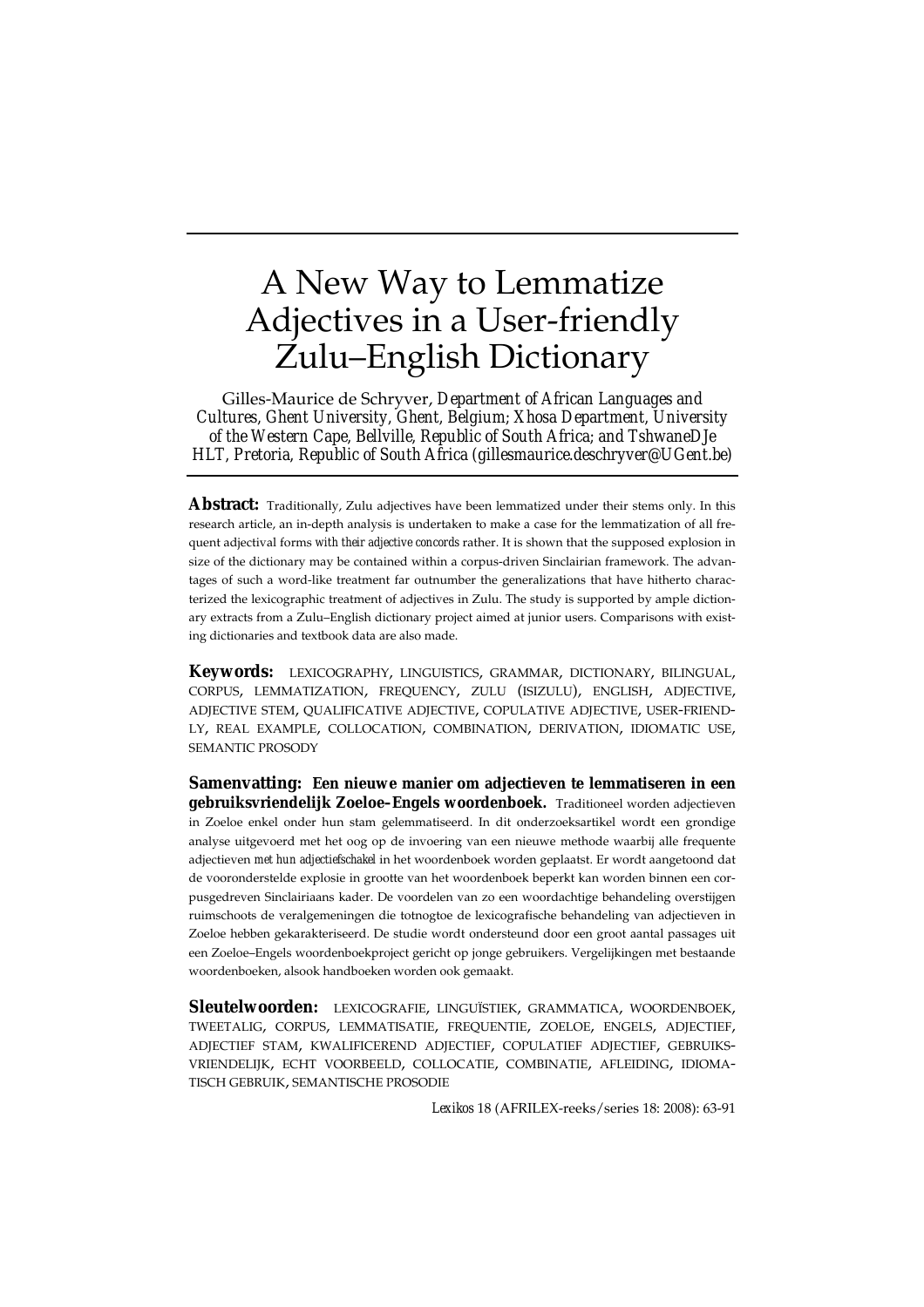# A New Way to Lemmatize Adjectives in a User-friendly Zulu–English Dictionary

Gilles-Maurice de Schryver, *Department of African Languages and Cultures, Ghent University, Ghent, Belgium; Xhosa Department, University of the Western Cape, Bellville, Republic of South Africa; and TshwaneDJe HLT, Pretoria, Republic of South Africa (gillesmaurice.deschryver@UGent.be)*

**Abstract:** Traditionally, Zulu adjectives have been lemmatized under their stems only. In this research article, an in-depth analysis is undertaken to make a case for the lemmatization of all frequent adjectival forms *with their adjective concords* rather. It is shown that the supposed explosion in size of the dictionary may be contained within a corpus-driven Sinclairian framework. The advantages of such a word-like treatment far outnumber the generalizations that have hitherto characterized the lexicographic treatment of adjectives in Zulu. The study is supported by ample dictionary extracts from a Zulu–English dictionary project aimed at junior users. Comparisons with existing dictionaries and textbook data are also made.

**Keywords:** LEXICOGRAPHY, LINGUISTICS, GRAMMAR, DICTIONARY, BILINGUAL, CORPUS, LEMMATIZATION, FREQUENCY, ZULU (ISIZULU), ENGLISH, ADJECTIVE, ADJECTIVE STEM, QUALIFICATIVE ADJECTIVE, COPULATIVE ADJECTIVE, USER-FRIENDLY, REAL EXAMPLE, COLLOCATION, COMBINATION, DERIVATION, IDIOMATIC USE, SEMANTIC PROSODY

**Samenvatting: Een nieuwe manier om adjectieven te lemmatiseren in een gebruiksvriendelijk Zoeloe–Engels woordenboek.** Traditioneel worden adjectieven in Zoeloe enkel onder hun stam gelemmatiseerd. In dit onderzoeksartikel wordt een grondige analyse uitgevoerd met het oog op de invoering van een nieuwe methode waarbij alle frequente adjectieven *met hun adjectiefschakel* in het woordenboek worden geplaatst. Er wordt aangetoond dat de vooronderstelde explosie in grootte van het woordenboek beperkt kan worden binnen een corpusgedreven Sinclairiaans kader. De voordelen van zo een woordachtige behandeling overstijgen ruimschoots de veralgemeningen die totnogtoe de lexicografische behandeling van adjectieven in Zoeloe hebben gekarakteriseerd. De studie wordt ondersteund door een groot aantal passages uit een Zoeloe–Engels woordenboekproject gericht op jonge gebruikers. Vergelijkingen met bestaande woordenboeken, alsook handboeken worden ook gemaakt.

**Sleutelwoorden:** LEXICOGRAFIE, LINGUÏSTIEK, GRAMMATICA, WOORDENBOEK, TWEETALIG, CORPUS, LEMMATISATIE, FREQUENTIE, ZOELOE, ENGELS, ADJECTIEF, ADJECTIEF STAM, KWALIFICEREND ADJECTIEF, COPULATIEF ADJECTIEF, GEBRUIKSVRIENDELIJK, ECHT VOORBEELD, COLLOCATIE, COMBINATIE, AFLEIDING, IDIOMATISCH GEBRUIK, SEMANTISCHE PROSODIE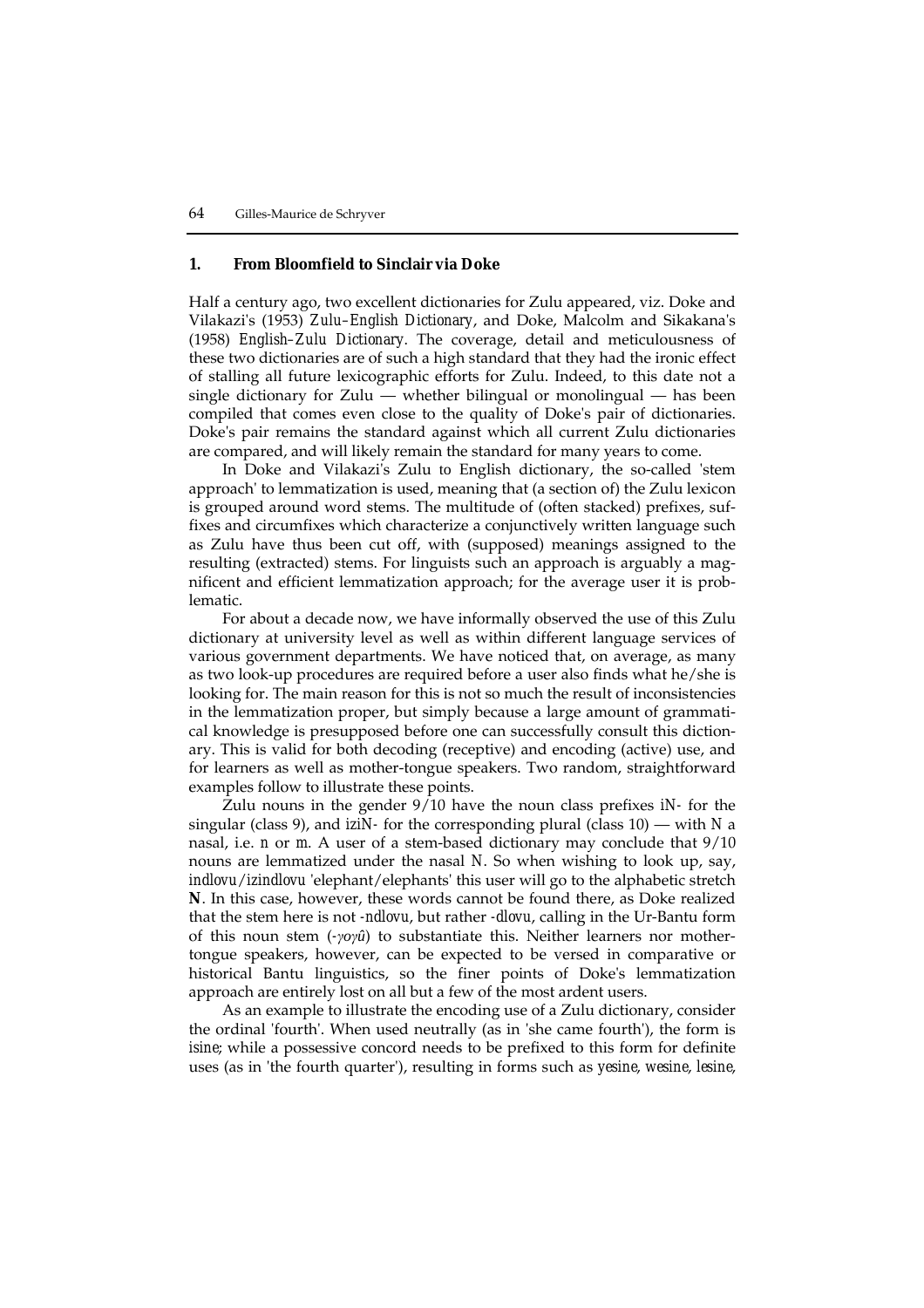## 1. From Bloomfield to Sinclair via Doke

Half a century ago, two excellent dictionaries for Zulu appeared, viz. Doke and Vilakazi's (1953) *Zulu–English Dictionary*, and Doke, Malcolm and Sikakana's (1958) *English–Zulu Dictionary*. The coverage, detail and meticulousness of these two dictionaries are of such a high standard that they had the ironic effect of stalling all future lexicographic efforts for Zulu. Indeed, to this date not a single dictionary for Zulu — whether bilingual or monolingual — has been compiled that comes even close to the quality of Doke's pair of dictionaries. Doke's pair remains the standard against which all current Zulu dictionaries are compared, and will likely remain the standard for many years to come.

In Doke and Vilakazi's Zulu to English dictionary, the so-called 'stem approach' to lemmatization is used, meaning that (a section of) the Zulu lexicon is grouped around word stems. The multitude of (often stacked) prefixes, suffixes and circumfixes which characterize a conjunctively written language such as Zulu have thus been cut off, with (supposed) meanings assigned to the resulting (extracted) stems. For linguists such an approach is arguably a magnificent and efficient lemmatization approach; for the average user it is problematic.

For about a decade now, we have informally observed the use of this Zulu dictionary at university level as well as within different language services of various government departments. We have noticed that, on average, as many as two look-up procedures are required before a user also finds what he/she is looking for. The main reason for this is not so much the result of inconsistencies in the lemmatization proper, but simply because a large amount of grammatical knowledge is presupposed before one can successfully consult this dictionary. This is valid for both decoding (receptive) and encoding (active) use, and for learners as well as mother-tongue speakers. Two random, straightforward examples follow to illustrate these points.

Zulu nouns in the gender 9/10 have the noun class prefixes *iN-* for the singular (class 9), and *iziN-* for the corresponding plural (class 10) — with *N* a nasal, i.e. *n* or *m*. A user of a stem-based dictionary may conclude that 9/10 nouns are lemmatized under the nasal *N*. So when wishing to look up, say, *indlovu/izindlovu* 'elephant/elephants' this user will go to the alphabetic stretch **N**. In this case, however, these words cannot be found there, as Doke realized that the stem here is not *-ndlovu*, but rather *-dlovu*, calling in the Ur-Bantu form of this noun stem (*-γογû*) to substantiate this. Neither learners nor mother-tongue speakers, however, can be expected to be versed in comparative or historical Bantu linguistics, so the finer points of Doke's lemmatization approach are entirely lost on all but a few of the most ardent users.

As an example to illustrate the encoding use of a Zulu dictionary, consider the ordinal 'fourth'. When used neutrally (as in 'she came fourth'), the form is *isine*; while a possessive concord needs to be prefixed to this form for definite uses (as in 'the fourth quarter'), resulting in forms such as *yesine*, *wesine*, *lesine*,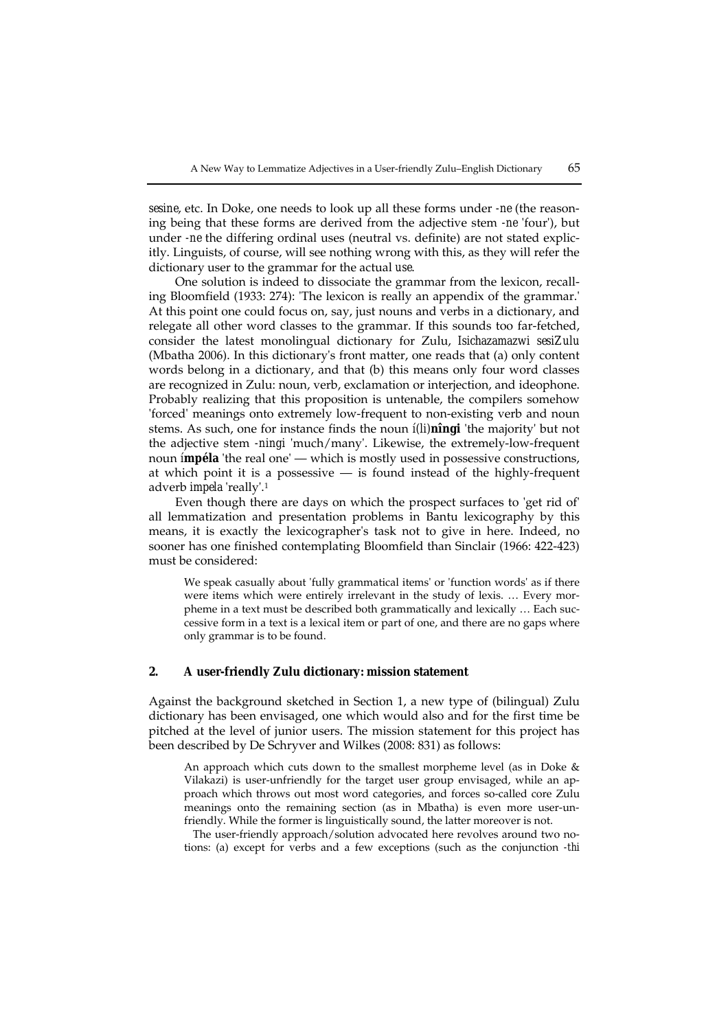*sesine*, etc. In Doke, one needs to look up all these forms under *-ne* (the reasoning being that these forms are derived from the adjective stem *-ne* 'four'), but under *-ne* the differing ordinal uses (neutral vs. definite) are not stated explicitly. Linguists, of course, will see nothing wrong with this, as they will refer the dictionary user to the grammar for the actual *use*.

One solution is indeed to dissociate the grammar from the lexicon, recalling Bloomfield (1933: 274): 'The lexicon is really an appendix of the grammar.' At this point one could focus on, say, just nouns and verbs in a dictionary, and relegate all other word classes to the grammar. If this sounds too far-fetched, consider the latest monolingual dictionary for Zulu, *Isichazamazwi sesiZulu* (Mbatha 2006). In this dictionary's front matter, one reads that (a) only content words belong in a dictionary, and that (b) this means only four word classes are recognized in Zulu: noun, verb, exclamation or interjection, and ideophone. Probably realizing that this proposition is untenable, the compilers somehow 'forced' meanings onto extremely low-frequent to non-existing verb and noun stems. As such, one for instance finds the noun *í(li)***nîngi** 'the majority' but not the adjective stem *-ningi* 'much/many'. Likewise, the extremely-low-frequent noun *í***mpéla** 'the real one' — which is mostly used in possessive constructions, at which point it is a possessive — is found instead of the highly-frequent adverb *impela* 'really'.[1]

Even though there are days on which the prospect surfaces to 'get rid of' all lemmatization and presentation problems in Bantu lexicography by this means, it is exactly the lexicographer's task not to give in here. Indeed, no sooner has one finished contemplating Bloomfield than Sinclair (1966: 422-423) must be considered:

> We speak casually about 'fully grammatical items' or 'function words' as if there were items which were entirely irrelevant in the study of lexis. … Every morpheme in a text must be described both grammatically and lexically … Each successive form in a text is a lexical item or part of one, and there are no gaps where only grammar is to be found.

## 2. A user-friendly Zulu dictionary: mission statement

Against the background sketched in Section 1, a new type of (bilingual) Zulu dictionary has been envisaged, one which would also and for the first time be pitched at the level of junior users. The mission statement for this project has been described by De Schryver and Wilkes (2008: 831) as follows:

> An approach which cuts down to the smallest morpheme level (as in Doke & Vilakazi) is user-unfriendly for the target user group envisaged, while an approach which throws out most word categories, and forces so-called core Zulu meanings onto the remaining section (as in Mbatha) is even more user-unfriendly. While the former is linguistically sound, the latter moreover is not.
>
> The user-friendly approach/solution advocated here revolves around two notions: (a) except for verbs and a few exceptions (such as the conjunction *-thi*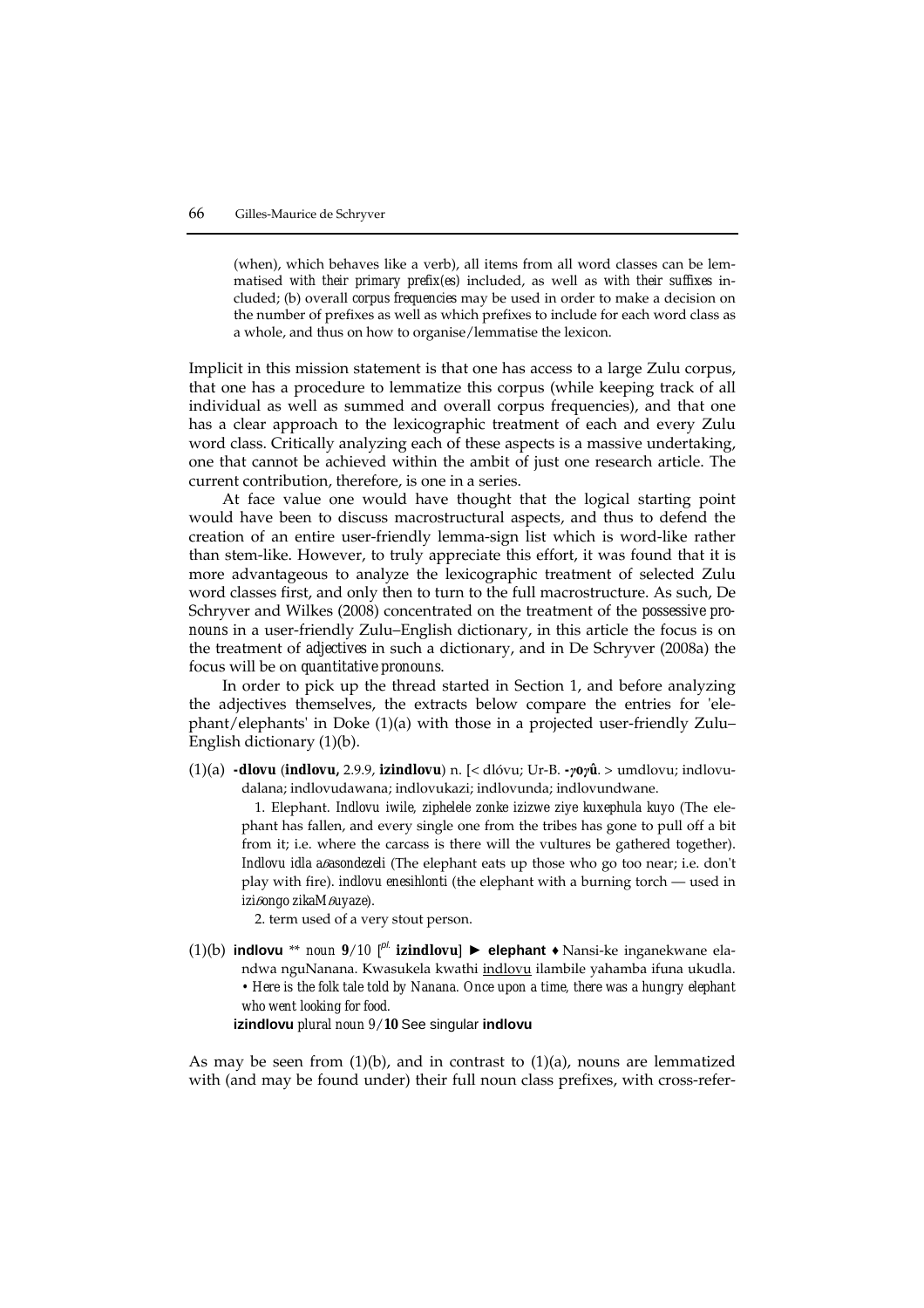(when), which behaves like a verb), all items from all word classes can be lemmatised *with their primary prefix(es)* included, as well as *with their suffixes* included; (b) overall *corpus frequencies* may be used in order to make a decision on the number of prefixes as well as which prefixes to include for each word class as a whole, and thus on how to organise/lemmatise the lexicon.

Implicit in this mission statement is that one has access to a large Zulu corpus, that one has a procedure to lemmatize this corpus (while keeping track of all individual as well as summed and overall corpus frequencies), and that one has a clear approach to the lexicographic treatment of each and every Zulu word class. Critically analyzing each of these aspects is a massive undertaking, one that cannot be achieved within the ambit of just one research article. The current contribution, therefore, is one in a series.

At face value one would have thought that the logical starting point would have been to discuss macrostructural aspects, and thus to defend the creation of an entire user-friendly lemma-sign list which is word-like rather than stem-like. However, to truly appreciate this effort, it was found that it is more advantageous to analyze the lexicographic treatment of selected Zulu word classes first, and only then to turn to the full macrostructure. As such, De Schryver and Wilkes (2008) concentrated on the treatment of the *possessive pronouns* in a user-friendly Zulu–English dictionary, in this article the focus is on the treatment of *adjectives* in such a dictionary, and in De Schryver (2008a) the focus will be on *quantitative pronouns*.

In order to pick up the thread started in Section 1, and before analyzing the adjectives themselves, the extracts below compare the entries for 'elephant/elephants' in Doke (1)(a) with those in a projected user-friendly Zulu–English dictionary (1)(b).

(1)(a) **-dlovu** (**indlovu,** 2.9.9, **izindlovu**) n. [< dlóvu; Ur-B. **-γoγû**. > umdlovu; indlovudalana; indlovudawana; indlovukazi; indlovunda; indlovundwane.

1. Elephant. *Indlovu iwile, ziphelele zonke izizwe ziye kuxephula kuyo* (The elephant has fallen, and every single one from the tribes has gone to pull off a bit from it; i.e. where the carcass is there will the vultures be gathered together). *Indlovu idla aɓasondezeli* (The elephant eats up those who go too near; i.e. don't play with fire). *indlovu enesihlonti* (the elephant with a burning torch — used in iziɓongo zikaMɓuyaze).

2. term used of a very stout person.

(1)(b) **indlovu** ** *noun* **9**/10 [*pl.* **izindlovu**] ► **elephant** ♦ Nansi-ke inganekwane elandwa nguNanana. Kwasukela kwathi indlovu ilambile yahamba ifuna ukudla. • *Here is the folk tale told by Nanana. Once upon a time, there was a hungry elephant who went looking for food.*

**izindlovu** *plural noun* 9/**10** See singular **indlovu**

As may be seen from (1)(b), and in contrast to (1)(a), nouns are lemmatized with (and may be found under) their full noun class prefixes, with cross-refer-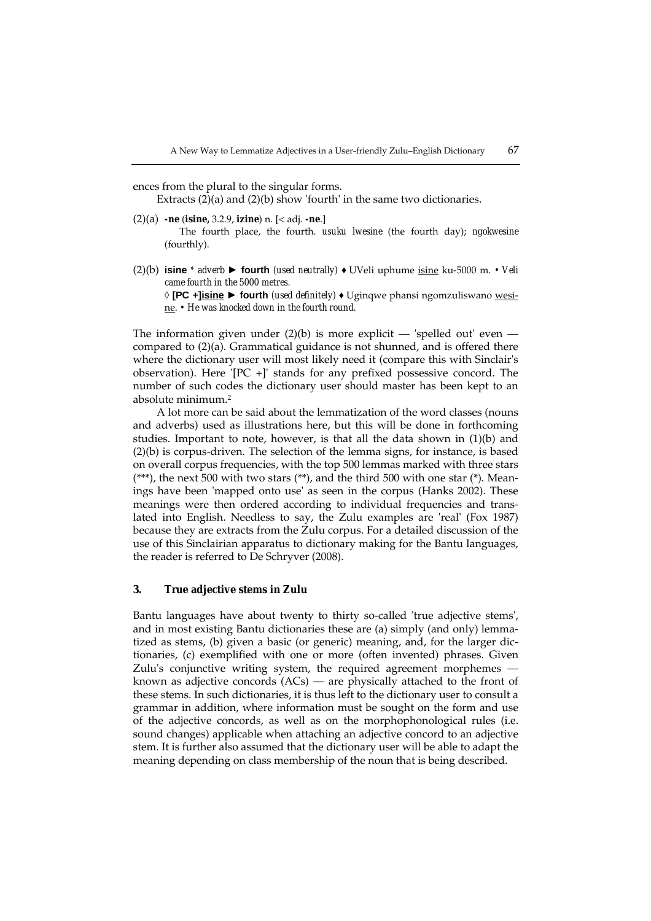ences from the plural to the singular forms.

Extracts (2)(a) and (2)(b) show 'fourth' in the same two dictionaries.

(2)(a) **-ne** (**isine,** 3.2.9, **izine**) n. [< adj. **-ne**.]
The fourth place, the fourth. *usuku lwesine* (the fourth day); *ngokwesine* (fourthly).

(2)(b) **isine** * *adverb* ► **fourth** *(used neutrally)* ♦ UVeli uphume <u>isine</u> ku-5000 m. • *Veli came fourth in the 5000 metres.*
◊ **[PC +]<u>isine</u>** ► **fourth** *(used definitely)* ♦ Uginqwe phansi ngomzuliswano <u>wesine</u>. • *He was knocked down in the fourth round.*

The information given under (2)(b) is more explicit — 'spelled out' even — compared to (2)(a). Grammatical guidance is not shunned, and is offered there where the dictionary user will most likely need it (compare this with Sinclair's observation). Here '[PC +]' stands for any prefixed possessive concord. The number of such codes the dictionary user should master has been kept to an absolute minimum.[2]

A lot more can be said about the lemmatization of the word classes (nouns and adverbs) used as illustrations here, but this will be done in forthcoming studies. Important to note, however, is that all the data shown in (1)(b) and (2)(b) is corpus-driven. The selection of the lemma signs, for instance, is based on overall corpus frequencies, with the top 500 lemmas marked with three stars (***), the next 500 with two stars (**), and the third 500 with one star (*). Meanings have been 'mapped onto use' as seen in the corpus (Hanks 2002). These meanings were then ordered according to individual frequencies and translated into English. Needless to say, the Zulu examples are 'real' (Fox 1987) because they are extracts from the Zulu corpus. For a detailed discussion of the use of this Sinclairian apparatus to dictionary making for the Bantu languages, the reader is referred to De Schryver (2008).

## 3. True adjective stems in Zulu

Bantu languages have about twenty to thirty so-called 'true adjective stems', and in most existing Bantu dictionaries these are (a) simply (and only) lemmatized as stems, (b) given a basic (or generic) meaning, and, for the larger dictionaries, (c) exemplified with one or more (often invented) phrases. Given Zulu's conjunctive writing system, the required agreement morphemes — known as adjective concords (ACs) — are physically attached to the front of these stems. In such dictionaries, it is thus left to the dictionary user to consult a grammar in addition, where information must be sought on the form and use of the adjective concords, as well as on the morphophonological rules (i.e. sound changes) applicable when attaching an adjective concord to an adjective stem. It is further also assumed that the dictionary user will be able to adapt the meaning depending on class membership of the noun that is being described.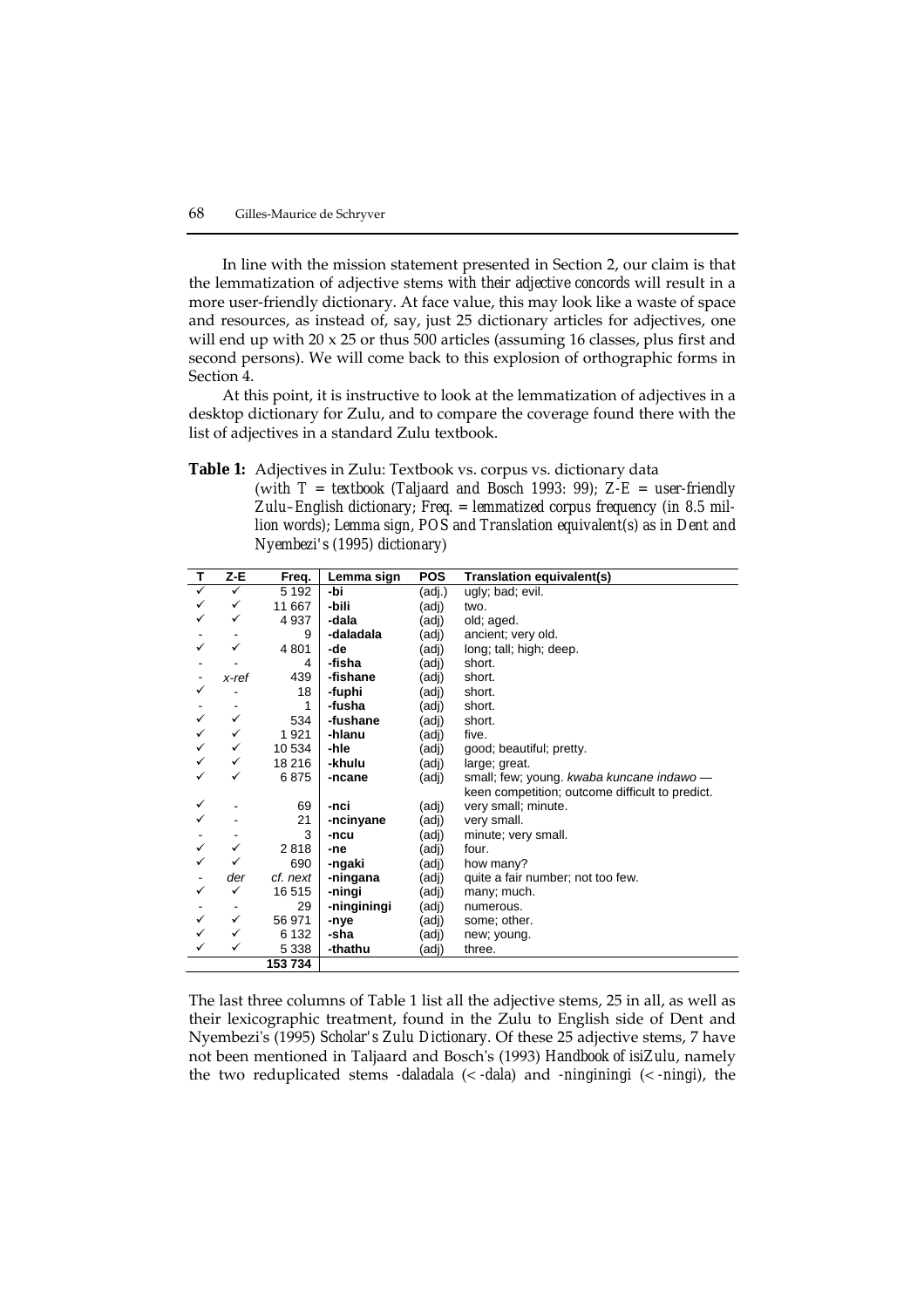In line with the mission statement presented in Section 2, our claim is that the lemmatization of adjective stems *with their adjective concords* will result in a more user-friendly dictionary. At face value, this may look like a waste of space and resources, as instead of, say, just 25 dictionary articles for adjectives, one will end up with 20 x 25 or thus 500 articles (assuming 16 classes, plus first and second persons). We will come back to this explosion of orthographic forms in Section 4.

At this point, it is instructive to look at the lemmatization of adjectives in a desktop dictionary for Zulu, and to compare the coverage found there with the list of adjectives in a standard Zulu textbook.

**Table 1:** Adjectives in Zulu: Textbook vs. corpus vs. dictionary data (*with T = textbook (Taljaard and Bosch 1993: 99); Z-E = user-friendly Zulu–English dictionary; Freq. = lemmatized corpus frequency (in 8.5 million words); Lemma sign, POS and Translation equivalent(s) as in Dent and Nyembezi's (1995) dictionary*)

| T | Z-E | Freq. | Lemma sign | POS | Translation equivalent(s) |
|---|---|---|---|---|---|
| ✓ | ✓ | 5 192 | **-bi** | (adj.) | ugly; bad; evil. |
| ✓ | ✓ | 11 667 | **-bili** | (adj) | two. |
| ✓ | ✓ | 4 937 | **-dala** | (adj) | old; aged. |
| - | - | 9 | **-daladala** | (adj) | ancient; very old. |
| ✓ | ✓ | 4 801 | **-de** | (adj) | long; tall; high; deep. |
| - | - | 4 | **-fisha** | (adj) | short. |
| - | *x-ref* | 439 | **-fishane** | (adj) | short. |
| ✓ | - | 18 | **-fuphi** | (adj) | short. |
| - | - | 1 | **-fusha** | (adj) | short. |
| ✓ | ✓ | 534 | **-fushane** | (adj) | short. |
| ✓ | ✓ | 1 921 | **-hlanu** | (adj) | five. |
| ✓ | ✓ | 10 534 | **-hle** | (adj) | good; beautiful; pretty. |
| ✓ | ✓ | 18 216 | **-khulu** | (adj) | large; great. |
| ✓ | ✓ | 6 875 | **-ncane** | (adj) | small; few; young. *kwaba kuncane indawo* — keen competition; outcome difficult to predict. |
| ✓ | - | 69 | **-nci** | (adj) | very small; minute. |
| ✓ | - | 21 | **-ncinyane** | (adj) | very small. |
| - | - | 3 | **-ncu** | (adj) | minute; very small. |
| ✓ | ✓ | 2 818 | **-ne** | (adj) | four. |
| ✓ | ✓ | 690 | **-ngaki** | (adj) | how many? |
| - | *der* | *cf. next* | **-ningana** | (adj) | quite a fair number; not too few. |
| ✓ | ✓ | 16 515 | **-ningi** | (adj) | many; much. |
| - | - | 29 | **-ninginingi** | (adj) | numerous. |
| ✓ | ✓ | 56 971 | **-nye** | (adj) | some; other. |
| ✓ | ✓ | 6 132 | **-sha** | (adj) | new; young. |
| ✓ | ✓ | 5 338 | **-thathu** | (adj) | three. |
| | | **153 734** | | | |

The last three columns of Table 1 list all the adjective stems, 25 in all, as well as their lexicographic treatment, found in the Zulu to English side of Dent and Nyembezi's (1995) *Scholar's Zulu Dictionary*. Of these 25 adjective stems, 7 have not been mentioned in Taljaard and Bosch's (1993) *Handbook of isiZulu*, namely the two reduplicated stems *-daladala* (< *-dala*) and *-ninginingi* (< *-ningi*), the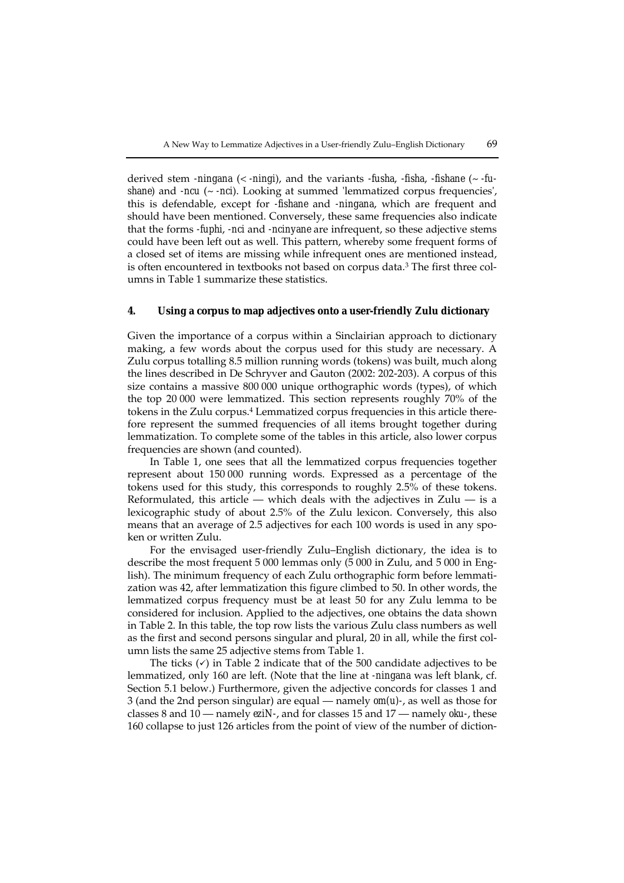derived stem *-ningana* (< *-ningi*), and the variants *-fusha*, *-fisha*, *-fishane* (~ *-fushane*) and *-ncu* (~ *-nci*). Looking at summed 'lemmatized corpus frequencies', this is defendable, except for *-fishane* and *-ningana*, which are frequent and should have been mentioned. Conversely, these same frequencies also indicate that the forms *-fuphi*, *-nci* and *-ncinyane* are infrequent, so these adjective stems could have been left out as well. This pattern, whereby some frequent forms of a closed set of items are missing while infrequent ones are mentioned instead, is often encountered in textbooks not based on corpus data.[3] The first three columns in Table 1 summarize these statistics.

## 4. Using a corpus to map adjectives onto a user-friendly Zulu dictionary

Given the importance of a corpus within a Sinclairian approach to dictionary making, a few words about the corpus used for this study are necessary. A Zulu corpus totalling 8.5 million running words (tokens) was built, much along the lines described in De Schryver and Gauton (2002: 202-203). A corpus of this size contains a massive 800 000 unique orthographic words (types), of which the top 20 000 were lemmatized. This section represents roughly 70% of the tokens in the Zulu corpus.[4] Lemmatized corpus frequencies in this article therefore represent the summed frequencies of all items brought together during lemmatization. To complete some of the tables in this article, also lower corpus frequencies are shown (and counted).

In Table 1, one sees that all the lemmatized corpus frequencies together represent about 150 000 running words. Expressed as a percentage of the tokens used for this study, this corresponds to roughly 2.5% of these tokens. Reformulated, this article — which deals with the adjectives in Zulu — is a lexicographic study of about 2.5% of the Zulu lexicon. Conversely, this also means that an average of 2.5 adjectives for each 100 words is used in any spoken or written Zulu.

For the envisaged user-friendly Zulu–English dictionary, the idea is to describe the most frequent 5 000 lemmas only (5 000 in Zulu, and 5 000 in English). The minimum frequency of each Zulu orthographic form before lemmatization was 42, after lemmatization this figure climbed to 50. In other words, the lemmatized corpus frequency must be at least 50 for any Zulu lemma to be considered for inclusion. Applied to the adjectives, one obtains the data shown in Table 2. In this table, the top row lists the various Zulu class numbers as well as the first and second persons singular and plural, 20 in all, while the first column lists the same 25 adjective stems from Table 1.

The ticks (✓) in Table 2 indicate that of the 500 candidate adjectives to be lemmatized, only 160 are left. (Note that the line at *-ningana* was left blank, cf. Section 5.1 below.) Furthermore, given the adjective concords for classes 1 and 3 (and the 2nd person singular) are equal — namely *om(u)-*, as well as those for classes 8 and 10 — namely *eziN-*, and for classes 15 and 17 — namely *oku-*, these 160 collapse to just 126 articles from the point of view of the number of diction-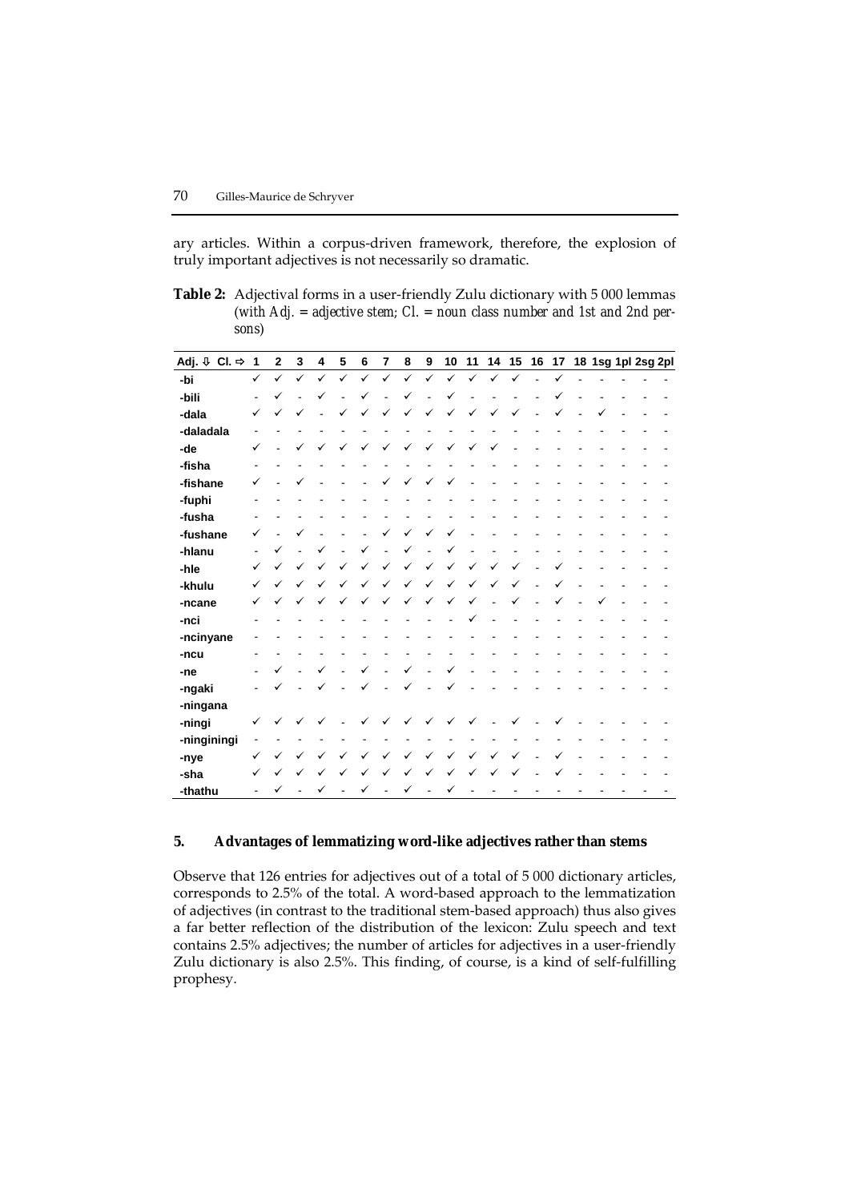ary articles. Within a corpus-driven framework, therefore, the explosion of truly important adjectives is not necessarily so dramatic.

**Table 2:** Adjectival forms in a user-friendly Zulu dictionary with 5 000 lemmas (*with Adj. = adjective stem; Cl. = noun class number and 1st and 2nd persons*)

| Adj. ⇩ Cl. ⇨ | 1 | 2 | 3 | 4 | 5 | 6 | 7 | 8 | 9 | 10 | 11 | 14 | 15 | 16 | 17 | 18 | 1sg | 1pl | 2sg | 2pl |
|---|---|---|---|---|---|---|---|---|---|---|---|---|---|---|---|---|---|---|---|---|
| -bi | ✓ | ✓ | ✓ | ✓ | ✓ | ✓ | ✓ | ✓ | ✓ | ✓ | ✓ | ✓ | ✓ | - | ✓ | - | - | - | - | - |
| -bili | - | ✓ | - | ✓ | - | ✓ | - | ✓ | - | ✓ | - | - | - | - | ✓ | - | - | - | - | - |
| -dala | ✓ | ✓ | ✓ | - | ✓ | ✓ | ✓ | ✓ | ✓ | ✓ | ✓ | ✓ | ✓ | - | ✓ | - | ✓ | - | - | - |
| -daladala | - | - | - | - | - | - | - | - | - | - | - | - | - | - | - | - | - | - | - | - |
| -de | ✓ | - | ✓ | ✓ | ✓ | ✓ | ✓ | ✓ | ✓ | ✓ | ✓ | ✓ | - | - | - | - | - | - | - | - |
| -fisha | - | - | - | - | - | - | - | - | - | - | - | - | - | - | - | - | - | - | - | - |
| -fishane | ✓ | - | ✓ | - | - | - | ✓ | ✓ | ✓ | ✓ | - | - | - | - | - | - | - | - | - | - |
| -fuphi | - | - | - | - | - | - | - | - | - | - | - | - | - | - | - | - | - | - | - | - |
| -fusha | - | - | - | - | - | - | - | - | - | - | - | - | - | - | - | - | - | - | - | - |
| -fushane | ✓ | - | ✓ | - | - | - | ✓ | ✓ | ✓ | ✓ | - | - | - | - | - | - | - | - | - | - |
| -hlanu | - | ✓ | - | ✓ | - | ✓ | - | ✓ | - | ✓ | - | - | - | - | - | - | - | - | - | - |
| -hle | ✓ | ✓ | ✓ | ✓ | ✓ | ✓ | ✓ | ✓ | ✓ | ✓ | ✓ | ✓ | ✓ | - | ✓ | - | - | - | - | - |
| -khulu | ✓ | ✓ | ✓ | ✓ | ✓ | ✓ | ✓ | ✓ | ✓ | ✓ | ✓ | ✓ | ✓ | - | ✓ | - | - | - | - | - |
| -ncane | ✓ | ✓ | ✓ | ✓ | ✓ | ✓ | ✓ | ✓ | ✓ | ✓ | ✓ | - | ✓ | - | ✓ | - | ✓ | - | - | - |
| -nci | - | - | - | - | - | - | - | - | - | - | ✓ | - | - | - | - | - | - | - | - | - |
| -ncinyane | - | - | - | - | - | - | - | - | - | - | - | - | - | - | - | - | - | - | - | - |
| -ncu | - | - | - | - | - | - | - | - | - | - | - | - | - | - | - | - | - | - | - | - |
| -ne | - | ✓ | - | ✓ | - | ✓ | - | ✓ | - | ✓ | - | - | - | - | - | - | - | - | - | - |
| -ngaki | - | ✓ | - | ✓ | - | ✓ | - | ✓ | - | ✓ | - | - | - | - | - | - | - | - | - | - |
| -ningana | | | | | | | | | | | | | | | | | | | | |
| -ningi | ✓ | ✓ | ✓ | ✓ | - | ✓ | ✓ | ✓ | ✓ | ✓ | ✓ | - | ✓ | - | ✓ | - | - | - | - | - |
| -ninginingi | - | - | - | - | - | - | - | - | - | - | - | - | - | - | - | - | - | - | - | - |
| -nye | ✓ | ✓ | ✓ | ✓ | ✓ | ✓ | ✓ | ✓ | ✓ | ✓ | ✓ | ✓ | ✓ | - | ✓ | - | - | - | - | - |
| -sha | ✓ | ✓ | ✓ | ✓ | ✓ | ✓ | ✓ | ✓ | ✓ | ✓ | ✓ | ✓ | ✓ | - | ✓ | - | - | - | - | - |
| -thathu | - | ✓ | - | ✓ | - | ✓ | - | ✓ | - | ✓ | - | - | - | - | - | - | - | - | - | - |

## 5. Advantages of lemmatizing word-like adjectives rather than stems

Observe that 126 entries for adjectives out of a total of 5 000 dictionary articles, corresponds to 2.5% of the total. A word-based approach to the lemmatization of adjectives (in contrast to the traditional stem-based approach) thus also gives a far better reflection of the distribution of the lexicon: Zulu speech and text contains 2.5% adjectives; the number of articles for adjectives in a user-friendly Zulu dictionary is also 2.5%. This finding, of course, is a kind of self-fulfilling prophesy.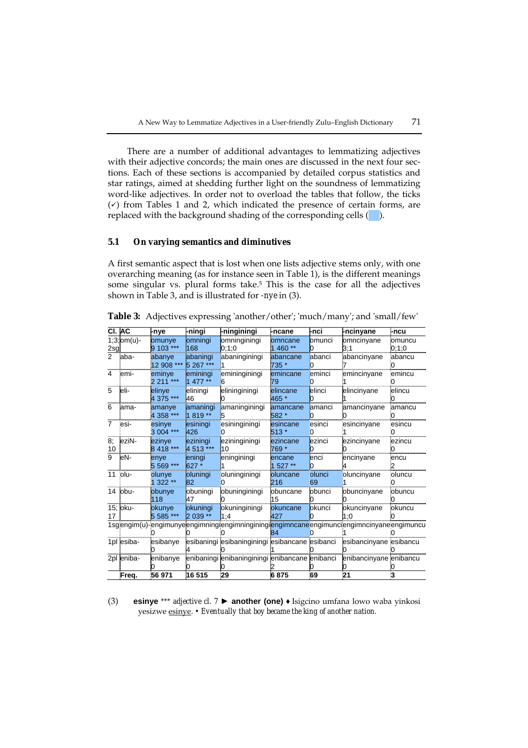There are a number of additional advantages to lemmatizing adjectives with their adjective concords; the main ones are discussed in the next four sections. Each of these sections is accompanied by detailed corpus statistics and star ratings, aimed at shedding further light on the soundness of lemmatizing word-like adjectives. In order not to overload the tables that follow, the ticks (✓) from Tables 1 and 2, which indicated the presence of certain forms, are replaced with the background shading of the corresponding cells ( ).

## 5.1 On varying semantics and diminutives

A first semantic aspect that is lost when one lists adjective stems only, with one overarching meaning (as for instance seen in Table 1), is the different meanings some singular vs. plural forms take.[5] This is the case for all the adjectives shown in Table 3, and is illustrated for *-nye* in (3).

**Table 3:** Adjectives expressing 'another/other'; 'much/many'; and 'small/few'

| Cl. | AC | -nye | -ningi | -ninginingi | -ncane | -nci | -ncinyane | -ncu |
|---|---|---|---|---|---|---|---|---|
| 1;3; 2sg | om(u)- | omunye 9 103 *** | omningi 168 | omninginingi 0;1;0 | omncane 1 460 ** | omunci 0 | omncinyane 3;1 | omuncu 0;1;0 |
| 2 | aba- | abanye 12 908 *** | abaningi 5 267 *** | abaninginingi 1 | abancane 735 * | abanci 0 | abancinyane 7 | abancu 0 |
| 4 | emi- | eminye 2 211 *** | eminingi 1 477 ** | emininginingi 6 | emincane 79 | eminci 0 | emincinyane 1 | emincu 0 |
| 5 | eli- | elinye 4 375 *** | eliningi 46 | elininginingi 0 | elincane 465 * | elinci 0 | elincinyane 1 | elincu 0 |
| 6 | ama- | amanye 4 358 *** | amaningi 1 819 ** | amaninginingi 5 | amancane 582 * | amanci 0 | amancinyane 0 | amancu 0 |
| 7 | esi- | esinye 3 004 *** | esiningi 426 | esininginingi 0 | esincane 513 * | esinci 0 | esincinyane 1 | esincu 0 |
| 8; 10 | eziN- | ezinye 8 418 *** | eziningi 4 513 *** | ezininginingi 10 | ezincane 769 * | ezinci 0 | ezincinyane 0 | ezincu 0 |
| 9 | eN- | enye 5 569 *** | eningi 627 * | eninginingi 1 | encane 1 527 ** | enci 0 | encinyane 4 | encu 2 |
| 11 | olu- | olunye 1 322 ** | oluningi 82 | olunginingi 0 | oluncane 216 | olunci 69 | oluncinyane 1 | oluncu 0 |
| 14 | obu- | obunye 118 | obuningi 47 | obuninginingi 0 | obuncane 15 | obunci 0 | obuncinyane 0 | obuncu 0 |
| 15; 17 | oku- | okunye 5 585 *** | okuningi 2 039 ** | okuninginingi 1;4 | okuncane 427 | okunci 0 | okuncinyane 1;0 | okuncu 0 |
| 1sg | engim(u)- | engimunye 0 | engimningi 0 | engimninginingi 0 | engimncane 84 | engimunci 0 | engimncinyane 1 | engimuncu 0 |
| 1pl | esiba- | esibanye 0 | esibaningi 4 | esibaninginingi 0 | esibancane 1 | esibanci 0 | esibancinyane 0 | esibancu 0 |
| 2pl | eniba- | enibanye 0 | enibaningi 0 | enibaninginingi 0 | enibancane 2 | enibanci 0 | enibancinyane 0 | enibancu 0 |
| | **Freq.** | **56 971** | **16 515** | **29** | **6 875** | **69** | **21** | **3** |

(3) **esinye** *** *adjective cl. 7* ► **another (one)** ♦ Isigcino umfana lowo waba yinkosi yesizwe esinye. • *Eventually that boy became the king of another nation.*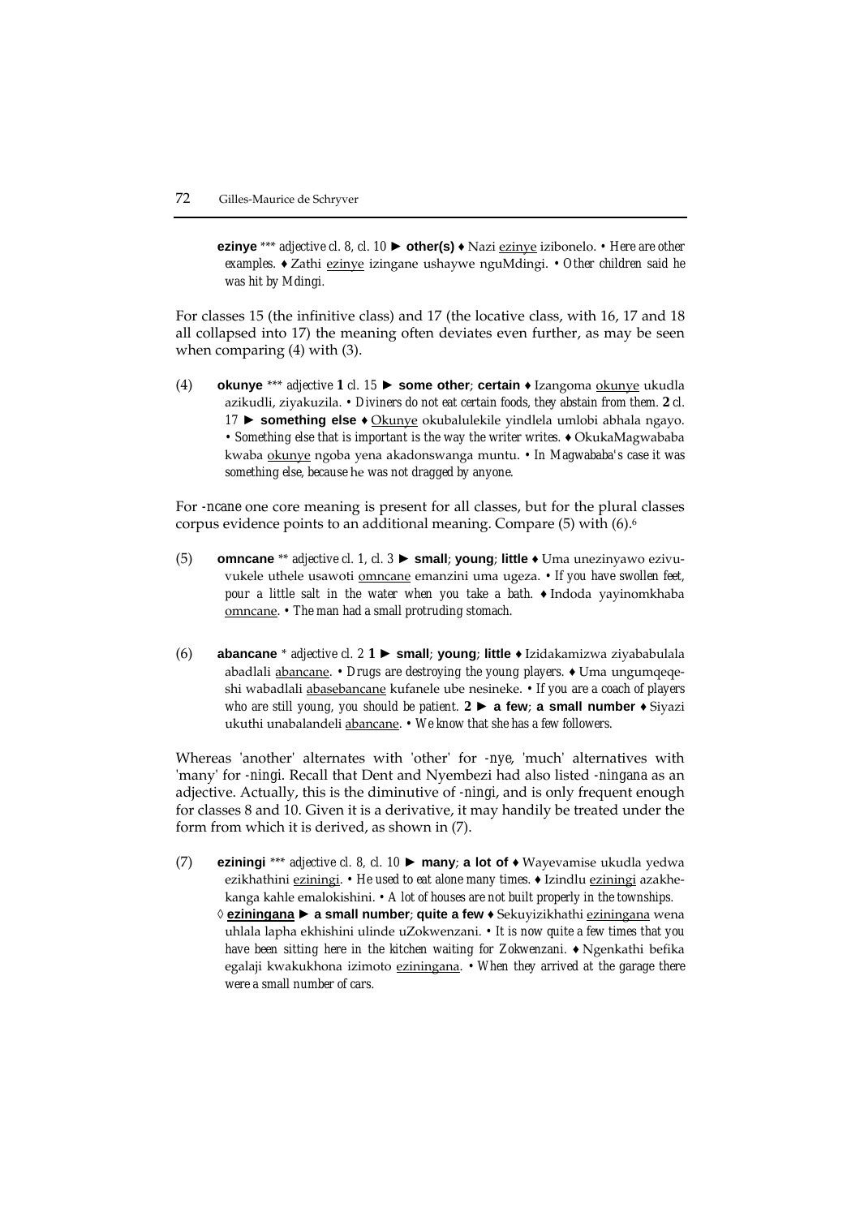**ezinye** *** *adjective cl. 8, cl. 10* ► **other(s)** ♦ Nazi ezinye izibonelo. • *Here are other examples.* ♦ Zathi ezinye izingane ushaywe nguMdingi. • *Other children said he was hit by Mdingi.*

For classes 15 (the infinitive class) and 17 (the locative class, with 16, 17 and 18 all collapsed into 17) the meaning often deviates even further, as may be seen when comparing (4) with (3).

(4) **okunye** *** *adjective* **1** *cl. 15* ► **some other**; **certain** ♦ Izangoma okunye ukudla azikudli, ziyakuzila. • *Diviners do not eat certain foods, they abstain from them.* **2** *cl. 17* ► **something else** ♦ Okunye okubalulekile yindlela umlobi abhala ngayo. • *Something else that is important is the way the writer writes.* ♦ OkukaMagwababa kwaba okunye ngoba yena akadonswanga muntu. • *In Magwababa's case it was something else, because he was not dragged by anyone.*

For *-ncane* one core meaning is present for all classes, but for the plural classes corpus evidence points to an additional meaning. Compare (5) with (6).[6]

(5) **omncane** ** *adjective cl. 1, cl. 3* ► **small**; **young**; **little** ♦ Uma unezinyawo ezivuvukele uthele usawoti omncane emanzini uma ugeza. • *If you have swollen feet, pour a little salt in the water when you take a bath.* ♦ Indoda yayinomkhaba omncane. • *The man had a small protruding stomach.*

(6) **abancane** * *adjective cl. 2* **1** ► **small**; **young**; **little** ♦ Izidakamizwa ziyababulala abadlali abancane. • *Drugs are destroying the young players.* ♦ Uma ungumqeqeshi wabadlali abasebancane kufanele ube nesineke. • *If you are a coach of players who are still young, you should be patient.* **2** ► **a few**; **a small number** ♦ Siyazi ukuthi unabalandeli abancane. • *We know that she has a few followers.*

Whereas 'another' alternates with 'other' for *-nye*, 'much' alternatives with 'many' for *-ningi*. Recall that Dent and Nyembezi had also listed *-ningana* as an adjective. Actually, this is the diminutive of *-ningi*, and is only frequent enough for classes 8 and 10. Given it is a derivative, it may handily be treated under the form from which it is derived, as shown in (7).

(7) **eziningi** *** *adjective cl. 8, cl. 10* ► **many**; **a lot of** ♦ Wayevamise ukudla yedwa ezikhathini eziningi. • *He used to eat alone many times.* ♦ Izindlu eziningi azakhekanga kahle emalokishini. • *A lot of houses are not built properly in the townships.*
◊ **eziningana** ► **a small number**; **quite a few** ♦ Sekuyizikhathi eziningana wena uhlala lapha ekhishini ulinde uZokwenzani. • *It is now quite a few times that you have been sitting here in the kitchen waiting for Zokwenzani.* ♦ Ngenkathi befika egalaji kwakukhona izimoto eziningana. • *When they arrived at the garage there were a small number of cars.*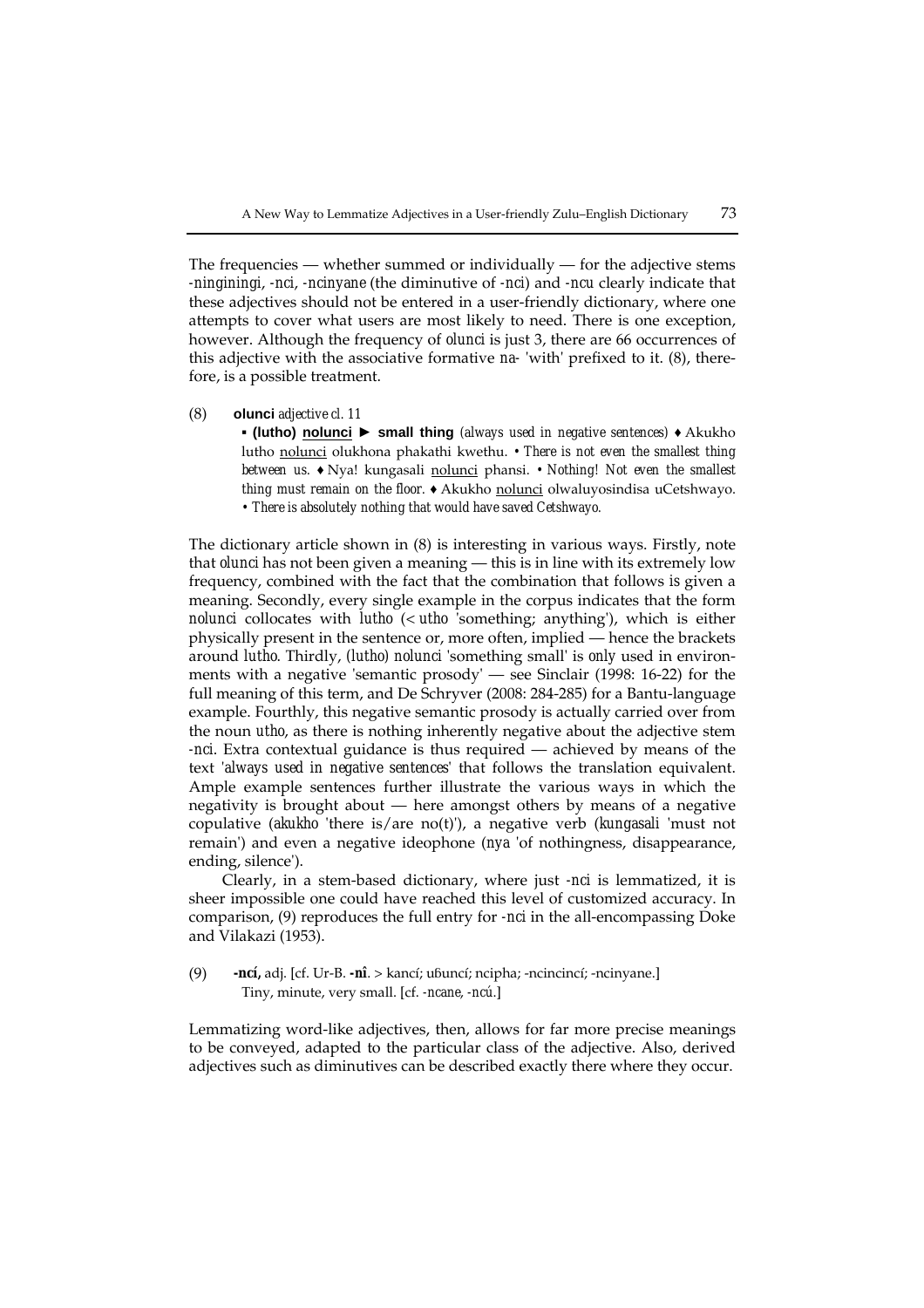The frequencies — whether summed or individually — for the adjective stems *-ninginingi*, *-nci*, *-ncinyane* (the diminutive of *-nci*) and *-ncu* clearly indicate that these adjectives should not be entered in a user-friendly dictionary, where one attempts to cover what users are most likely to need. There is one exception, however. Although the frequency of *olunci* is just 3, there are 66 occurrences of this adjective with the associative formative *na-* 'with' prefixed to it. (8), therefore, is a possible treatment.

(8) **olunci** *adjective cl. 11*

▪ **(lutho) <u>nolunci</u> ► small thing** *(always used in negative sentences)* ♦ Akukho lutho <u>nolunci</u> olukhona phakathi kwethu. • *There is not even the smallest thing between us.* ♦ Nya! kungasali <u>nolunci</u> phansi. • *Nothing! Not even the smallest thing must remain on the floor.* ♦ Akukho <u>nolunci</u> olwaluyosindisa uCetshwayo. • *There is absolutely nothing that would have saved Cetshwayo.*

The dictionary article shown in (8) is interesting in various ways. Firstly, note that *olunci* has not been given a meaning — this is in line with its extremely low frequency, combined with the fact that the combination that follows is given a meaning. Secondly, every single example in the corpus indicates that the form *nolunci* collocates with *lutho* (< *utho* 'something; anything'), which is either physically present in the sentence or, more often, implied — hence the brackets around *lutho*. Thirdly, *(lutho) nolunci* 'something small' is *only* used in environments with a negative 'semantic prosody' — see Sinclair (1998: 16-22) for the full meaning of this term, and De Schryver (2008: 284-285) for a Bantu-language example. Fourthly, this negative semantic prosody is actually carried over from the noun *utho*, as there is nothing inherently negative about the adjective stem *-nci*. Extra contextual guidance is thus required — achieved by means of the text '*always used in negative sentences*' that follows the translation equivalent. Ample example sentences further illustrate the various ways in which the negativity is brought about — here amongst others by means of a negative copulative (*akukho* 'there is/are no(t)'), a negative verb (*kungasali* 'must not remain') and even a negative ideophone (*nya* 'of nothingness, disappearance, ending, silence').

Clearly, in a stem-based dictionary, where just *-nci* is lemmatized, it is sheer impossible one could have reached this level of customized accuracy. In comparison, (9) reproduces the full entry for *-nci* in the all-encompassing Doke and Vilakazi (1953).

(9) **-ncí,** adj. [cf. Ur-B. **-nî**. > kancí; uɓuncí; ncipha; -ncincincí; -ncinyane.] Tiny, minute, very small. [cf. *-ncane, -ncú*.]

Lemmatizing word-like adjectives, then, allows for far more precise meanings to be conveyed, adapted to the particular class of the adjective. Also, derived adjectives such as diminutives can be described exactly there where they occur.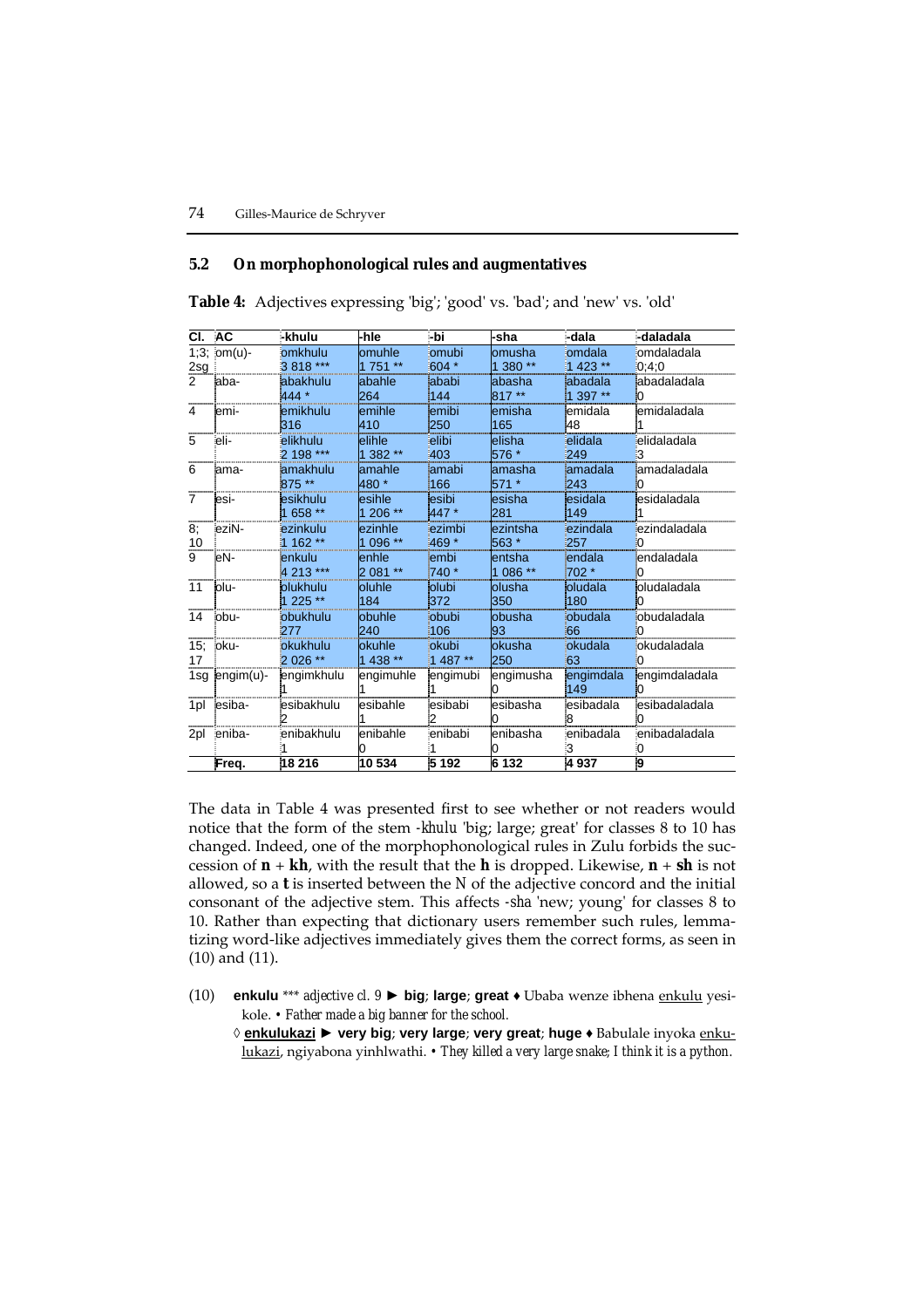## 5.2 On morphophonological rules and augmentatives

**Table 4:** Adjectives expressing 'big'; 'good' vs. 'bad'; and 'new' vs. 'old'

| Cl. | AC | -khulu | -hle | -bi | -sha | -dala | -daladala |
|---|---|---|---|---|---|---|---|
| 1;3; 2sg | om(u)- | omkhulu 3 818 *** | omuhle 1 751 ** | omubi 604 * | omusha 1 380 ** | omdala 1 423 ** | omdaladala 0;4;0 |
| 2 | aba- | abakhulu 444 * | abahle 264 | ababi 144 | abasha 817 ** | abadala 1 397 ** | abadaladala 0 |
| 4 | emi- | emikhulu 316 | emihle 410 | emibi 250 | emisha 165 | emidala 48 | emidaladala 1 |
| 5 | eli- | elikhulu 2 198 *** | elihle 1 382 ** | elibi 403 | elisha 576 * | elidala 249 | elidaladala 3 |
| 6 | ama- | amakhulu 875 ** | amahle 480 * | amabi 166 | amasha 571 * | amadala 243 | amadaladala 0 |
| 7 | esi- | esikhulu 1 658 ** | esihle 1 206 ** | esibi 447 * | esisha 281 | esidala 149 | esidaladala 1 |
| 8; 10 | eziN- | ezinkulu 1 162 ** | ezinhle 1 096 ** | ezimbi 469 * | ezintsha 563 * | ezindala 257 | ezindaladala 0 |
| 9 | eN- | enkulu 4 213 *** | enhle 2 081 ** | embi 740 * | entsha 1 086 ** | endala 702 * | endaladala 0 |
| 11 | olu- | olukhulu 1 225 ** | oluhle 184 | olubi 372 | olusha 350 | oludala 180 | oludaladala 0 |
| 14 | obu- | obukhulu 277 | obuhle 240 | obubi 106 | obusha 93 | obudala 66 | obudaladala 0 |
| 15; 17 | oku- | okukhulu 2 026 ** | okuhle 1 438 ** | okubi 1 487 ** | okusha 250 | okudala 63 | okudaladala 0 |
| 1sg | engim(u)- | engimkhulu 1 | engimuhle 1 | engimubi 1 | engimusha 0 | engimdala 149 | engimdaladala 0 |
| 1pl | esiba- | esibakhulu 2 | esibahle 1 | esibabi 2 | esibasha 0 | esibadala 8 | esibadaladala 0 |
| 2pl | eniba- | enibakhulu 1 | enibahle 0 | enibabi 1 | enibasha 0 | enibadala 3 | enibadaladala 0 |
| | **Freq.** | **18 216** | **10 534** | **5 192** | **6 132** | **4 937** | **9** |

The data in Table 4 was presented first to see whether or not readers would notice that the form of the stem *-khulu* 'big; large; great' for classes 8 to 10 has changed. Indeed, one of the morphophonological rules in Zulu forbids the succession of **n** + **kh**, with the result that the **h** is dropped. Likewise, **n** + **sh** is not allowed, so a **t** is inserted between the N of the adjective concord and the initial consonant of the adjective stem. This affects *-sha* 'new; young' for classes 8 to 10. Rather than expecting that dictionary users remember such rules, lemmatizing word-like adjectives immediately gives them the correct forms, as seen in (10) and (11).

(10) **enkulu** *** *adjective cl. 9* ► **big**; **large**; **great** ♦ Ubaba wenze ibhena enkulu yesikole. • *Father made a big banner for the school.*
◊ **enkulukazi** ► **very big**; **very large**; **very great**; **huge** ♦ Babulale inyoka enkulukazi, ngiyabona yinhlwathi. • *They killed a very large snake; I think it is a python.*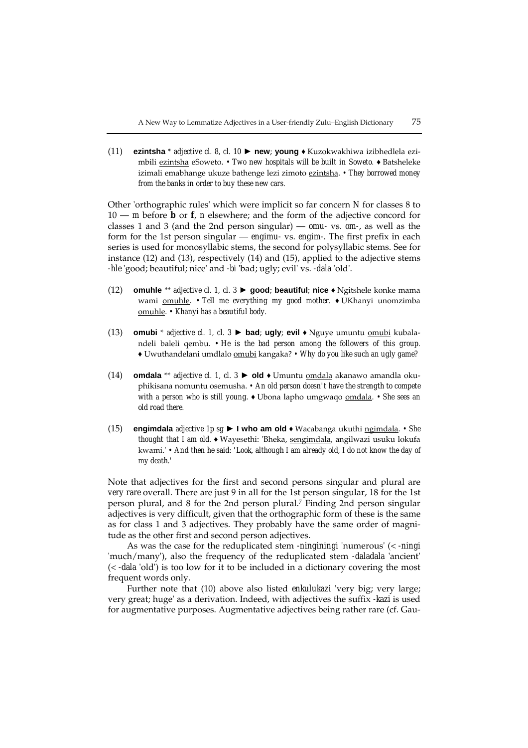(11) **ezintsha** * *adjective cl. 8, cl. 10* ► **new**; **young** ♦ Kuzokwakhiwa izibhedlela ezimbili <u>ezintsha</u> eSoweto. • *Two new hospitals will be built in Soweto.* ♦ Batsheleke izimali emabhange ukuze bathenge lezi zimoto <u>ezintsha</u>. • *They borrowed money from the banks in order to buy these new cars.*

Other 'orthographic rules' which were implicit so far concern *N* for classes 8 to 10 — *m* before **b** or **f**, *n* elsewhere; and the form of the adjective concord for classes 1 and 3 (and the 2nd person singular) — *omu-* vs. *om-*, as well as the form for the 1st person singular — *engimu-* vs. *engim-*. The first prefix in each series is used for monosyllabic stems, the second for polysyllabic stems. See for instance (12) and (13), respectively (14) and (15), applied to the adjective stems *-hle* 'good; beautiful; nice' and *-bi* 'bad; ugly; evil' vs. *-dala* 'old'.

(12) **omuhle** ** *adjective cl. 1, cl. 3* ► **good**; **beautiful**; **nice** ♦ Ngitshele konke mama wami <u>omuhle</u>. • *Tell me everything my good mother.* ♦ UKhanyi unomzimba <u>omuhle</u>. • *Khanyi has a beautiful body.*

(13) **omubi** * *adjective cl. 1, cl. 3* ► **bad**; **ugly**; **evil** ♦ Nguye umuntu <u>omubi</u> kubalandeli baleli qembu. • *He is the bad person among the followers of this group.* ♦ Uwuthandelani umdlalo <u>omubi</u> kangaka? • *Why do you like such an ugly game?*

(14) **omdala** ** *adjective cl. 1, cl. 3* ► **old** ♦ Umuntu <u>omdala</u> akanawo amandla okuphikisana nomuntu osemusha. • *An old person doesn't have the strength to compete with a person who is still young.* ♦ Ubona lapho umgwaqo <u>omdala</u>. • *She sees an old road there.*

(15) **engimdala** *adjective 1p sg* ► **I who am old** ♦ Wacabanga ukuthi <u>ngimdala</u>. • *She thought that I am old.* ♦ Wayesethi: 'Bheka, <u>sengimdala</u>, angilwazi usuku lokufa kwami.' • *And then he said: 'Look, although I am already old, I do not know the day of my death.'*

Note that adjectives for the first and second persons singular and plural are *very rare* overall. There are just 9 in all for the 1st person singular, 18 for the 1st person plural, and 8 for the 2nd person plural.[7] Finding 2nd person singular adjectives is very difficult, given that the orthographic form of these is the same as for class 1 and 3 adjectives. They probably have the same order of magnitude as the other first and second person adjectives.

As was the case for the reduplicated stem *-ninginingi* 'numerous' (< *-ningi* 'much/many'), also the frequency of the reduplicated stem *-daladala* 'ancient' (< *-dala* 'old') is too low for it to be included in a dictionary covering the most frequent words only.

Further note that (10) above also listed *enkulukazi* 'very big; very large; very great; huge' as a derivation. Indeed, with adjectives the suffix *-kazi* is used for augmentative purposes. Augmentative adjectives being rather rare (cf. Gau-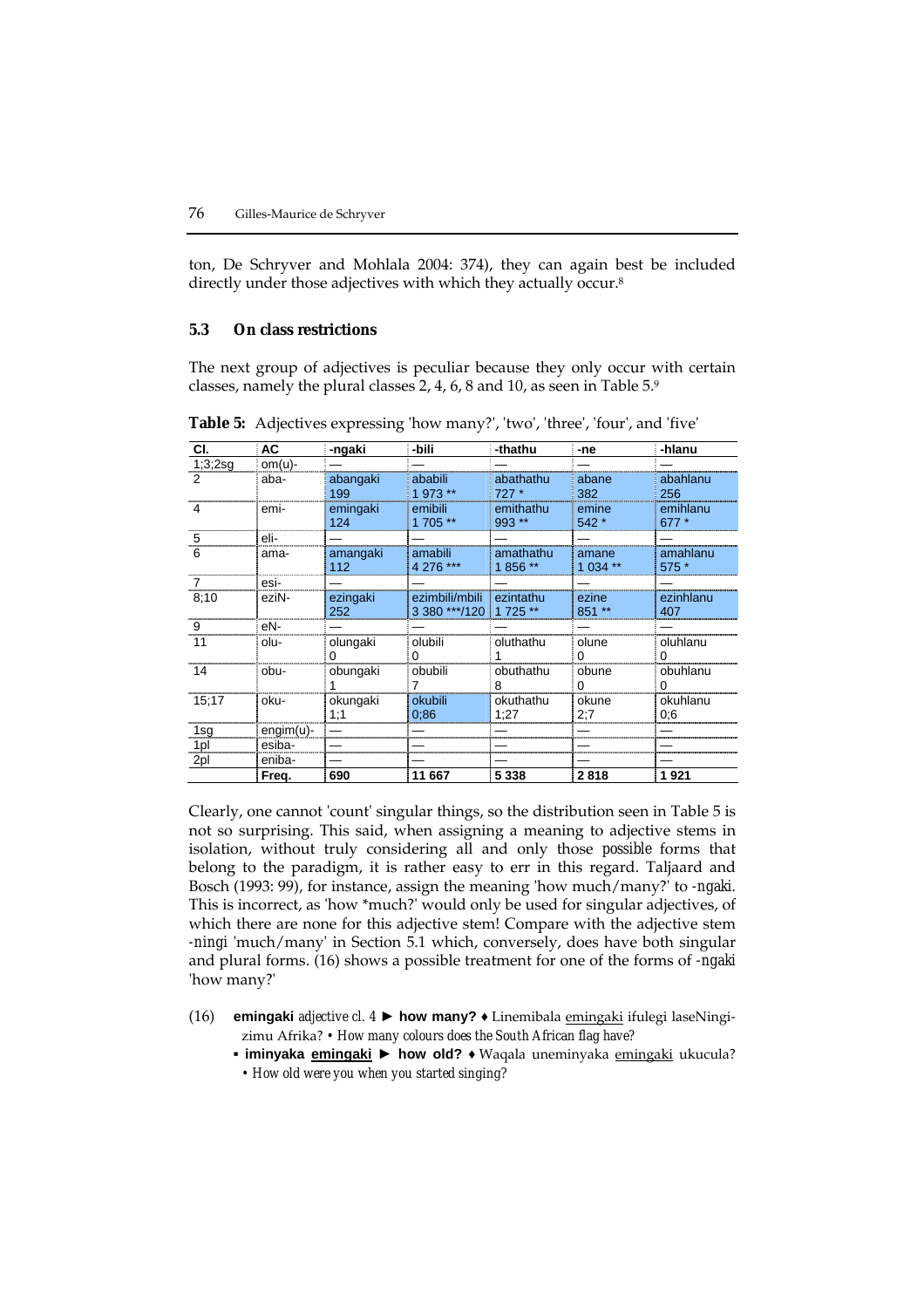ton, De Schryver and Mohlala 2004: 374), they can again best be included directly under those adjectives with which they actually occur.[8]

### 5.3 On class restrictions

The next group of adjectives is peculiar because they only occur with certain classes, namely the plural classes 2, 4, 6, 8 and 10, as seen in Table 5.[9]

**Table 5:** Adjectives expressing 'how many?', 'two', 'three', 'four', and 'five'

| Cl. | AC | -ngaki | -bili | -thathu | -ne | -hlanu |
|---|---|---|---|---|---|---|
| 1;3;2sg | om(u)- | — | — | — | — | — |
| 2 | aba- | abangaki 199 | ababili 1 973 ** | abathathu 727 * | abane 382 | abahlanu 256 |
| 4 | emi- | emingaki 124 | emibili 1 705 ** | emithathu 993 ** | emine 542 * | emihlanu 677 * |
| 5 | eli- | — | — | — | — | — |
| 6 | ama- | amangaki 112 | amabili 4 276 *** | amathathu 1 856 ** | amane 1 034 ** | amahlanu 575 * |
| 7 | esi- | — | — | — | — | — |
| 8;10 | eziN- | ezingaki 252 | ezimbili/mbili 3 380 ***/120 | ezintathu 1 725 ** | ezine 851 ** | ezinhlanu 407 |
| 9 | eN- | — | — | — | — | — |
| 11 | olu- | olungaki 0 | olubili 0 | oluthathu 1 | olune 0 | oluhlanu 0 |
| 14 | obu- | obungaki 1 | obubili 7 | obuthathu 8 | obune 0 | obuhlanu 0 |
| 15;17 | oku- | okungaki 1;1 | okubili 0;86 | okuthathu 1;27 | okune 2;7 | okuhlanu 0;6 |
| 1sg | engim(u)- | — | — | — | — | — |
| 1pl | esiba- | — | — | — | — | — |
| 2pl | eniba- | — | — | — | — | — |
| | **Freq.** | **690** | **11 667** | **5 338** | **2 818** | **1 921** |

Clearly, one cannot 'count' singular things, so the distribution seen in Table 5 is not so surprising. This said, when assigning a meaning to adjective stems in isolation, without truly considering all and only those possible forms that belong to the paradigm, it is rather easy to err in this regard. Taljaard and Bosch (1993: 99), for instance, assign the meaning 'how much/many?' to *-ngaki*. This is incorrect, as 'how *much?' would only be used for singular adjectives, of which there are none for this adjective stem! Compare with the adjective stem *-ningi* 'much/many' in Section 5.1 which, conversely, does have both singular and plural forms. (16) shows a possible treatment for one of the forms of *-ngaki* 'how many?'

(16) **emingaki** *adjective cl. 4* ► **how many?** ♦ Linemibala emingaki ifulegi laseNingizimu Afrika? • *How many colours does the South African flag have?*
 ▪ **iminyaka emingaki** ► **how old?** ♦ Waqala uneminyaka emingaki ukucula? • *How old were you when you started singing?*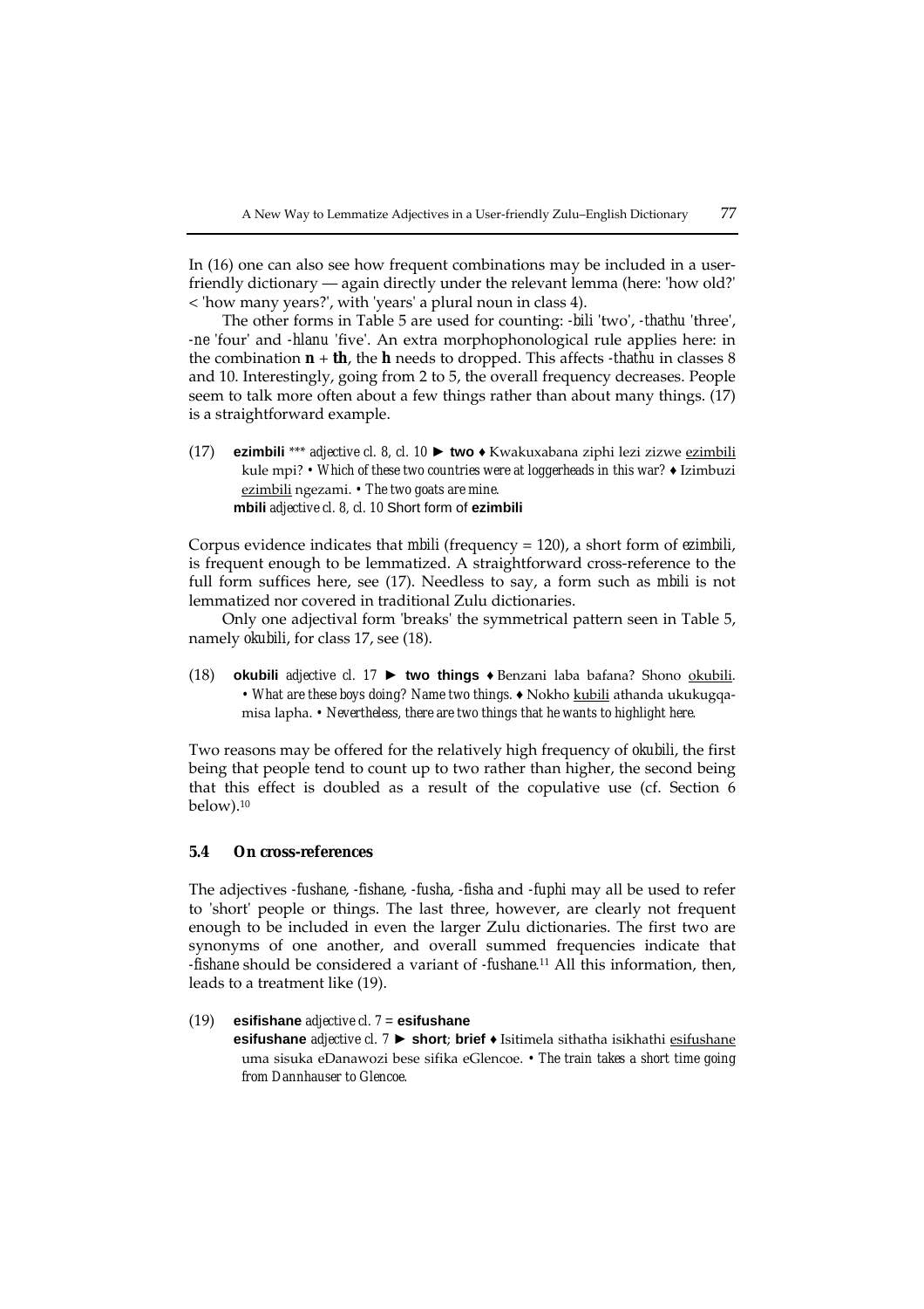In (16) one can also see how frequent combinations may be included in a user-friendly dictionary — again directly under the relevant lemma (here: 'how old?' < 'how many years?', with 'years' a plural noun in class 4).

The other forms in Table 5 are used for counting: *-bili* 'two', *-thathu* 'three', *-ne* 'four' and *-hlanu* 'five'. An extra morphophonological rule applies here: in the combination **n** + **th**, the **h** needs to dropped. This affects *-thathu* in classes 8 and 10. Interestingly, going from 2 to 5, the overall frequency decreases. People seem to talk more often about a few things rather than about many things. (17) is a straightforward example.

(17) **ezimbili** \*\*\* *adjective cl. 8, cl. 10* ► **two** ♦ Kwakuxabana ziphi lezi zizwe ezimbili kule mpi? • *Which of these two countries were at loggerheads in this war?* ♦ Izimbuzi ezimbili ngezami. • *The two goats are mine.*
**mbili** *adjective cl. 8, cl. 10* Short form of **ezimbili**

Corpus evidence indicates that *mbili* (frequency = 120), a short form of *ezimbili*, is frequent enough to be lemmatized. A straightforward cross-reference to the full form suffices here, see (17). Needless to say, a form such as *mbili* is not lemmatized nor covered in traditional Zulu dictionaries.

Only one adjectival form 'breaks' the symmetrical pattern seen in Table 5, namely *okubili*, for class 17, see (18).

(18) **okubili** *adjective cl. 17* ► **two things** ♦ Benzani laba bafana? Shono okubili. • *What are these boys doing? Name two things.* ♦ Nokho kubili athanda ukukugqamisa lapha. • *Nevertheless, there are two things that he wants to highlight here.*

Two reasons may be offered for the relatively high frequency of *okubili*, the first being that people tend to count up to two rather than higher, the second being that this effect is doubled as a result of the copulative use (cf. Section 6 below).[10]

### 5.4 On cross-references

The adjectives *-fushane*, *-fishane*, *-fusha*, *-fisha* and *-fuphi* may all be used to refer to 'short' people or things. The last three, however, are clearly not frequent enough to be included in even the larger Zulu dictionaries. The first two are synonyms of one another, and overall summed frequencies indicate that *-fishane* should be considered a variant of *-fushane*.[11] All this information, then, leads to a treatment like (19).

(19) **esifishane** *adjective cl. 7* = **esifushane**
**esifushane** *adjective cl. 7* ► **short**; **brief** ♦ Isitimela sithatha isikhathi esifushane uma sisuka eDanawozi bese sifika eGlencoe. • *The train takes a short time going from Dannhauser to Glencoe.*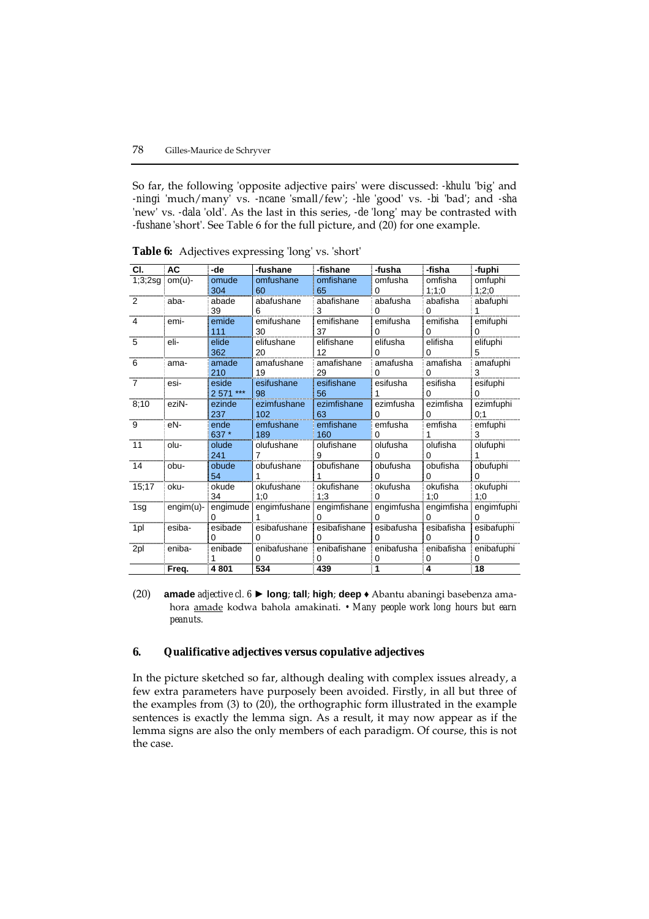So far, the following 'opposite adjective pairs' were discussed: *-khulu* 'big' and *-ningi* 'much/many' vs. *-ncane* 'small/few'; *-hle* 'good' vs. *-bi* 'bad'; and *-sha* 'new' vs. *-dala* 'old'. As the last in this series, *-de* 'long' may be contrasted with *-fushane* 'short'. See Table 6 for the full picture, and (20) for one example.

**Table 6:** Adjectives expressing 'long' vs. 'short'

| Cl. | AC | -de | -fushane | -fishane | -fusha | -fisha | -fuphi |
|---|---|---|---|---|---|---|---|
| 1;3;2sg | om(u)- | omude 304 | omfushane 60 | omfishane 65 | omfusha 0 | omfisha 1;1;0 | omfuphi 1;2;0 |
| 2 | aba- | abade 39 | abafushane 6 | abafishane 3 | abafusha 0 | abafisha 0 | abafuphi 1 |
| 4 | emi- | emide 111 | emifushane 30 | emifishane 37 | emifusha 0 | emifisha 0 | emifuphi 0 |
| 5 | eli- | elide 362 | elifushane 20 | elifishane 12 | elifusha 0 | elifisha 0 | elifuphi 5 |
| 6 | ama- | amade 210 | amafushane 19 | amafishane 29 | amafusha 0 | amafisha 0 | amafuphi 3 |
| 7 | esi- | eside 2 571 *** | esifushane 98 | esifishane 56 | esifusha 1 | esifisha 0 | esifuphi 0 |
| 8;10 | eziN- | ezinde 237 | ezimfushane 102 | ezimfishane 63 | ezimfusha 0 | ezimfisha 0 | ezimfuphi 0;1 |
| 9 | eN- | ende 637 * | emfushane 189 | emfishane 160 | emfusha 0 | emfisha 1 | emfuphi 3 |
| 11 | olu- | olude 241 | olufushane 7 | olufishane 9 | olufusha 0 | olufisha 0 | olufuphi 1 |
| 14 | obu- | obude 54 | obufushane 1 | obufishane 1 | obufusha 0 | obufisha 0 | obufuphi 0 |
| 15;17 | oku- | okude 34 | okufushane 1;0 | okufishane 1;3 | okufusha 0 | okufisha 1;0 | okufuphi 1;0 |
| 1sg | engim(u)- | engimude 0 | engimfushane 1 | engimfishane 0 | engimfusha 0 | engimfisha 0 | engimfuphi 0 |
| 1pl | esiba- | esibade 0 | esibafushane 0 | esibafishane 0 | esibafusha 0 | esibafisha 0 | esibafuphi 0 |
| 2pl | eniba- | enibade 1 | enibafushane 0 | enibafishane 0 | enibafusha 0 | enibafisha 0 | enibafuphi 0 |
| | **Freq.** | **4 801** | **534** | **439** | **1** | **4** | **18** |

(20) **amade** *adjective cl. 6* ► **long**; **tall**; **high**; **deep** ♦ Abantu abaningi basebenza amahora amade kodwa bahola amakinati. • *Many people work long hours but earn peanuts.*

## 6. Qualificative adjectives versus copulative adjectives

In the picture sketched so far, although dealing with complex issues already, a few extra parameters have purposely been avoided. Firstly, in all but three of the examples from (3) to (20), the orthographic form illustrated in the example sentences is exactly the lemma sign. As a result, it may now appear as if the lemma signs are also the only members of each paradigm. Of course, this is not the case.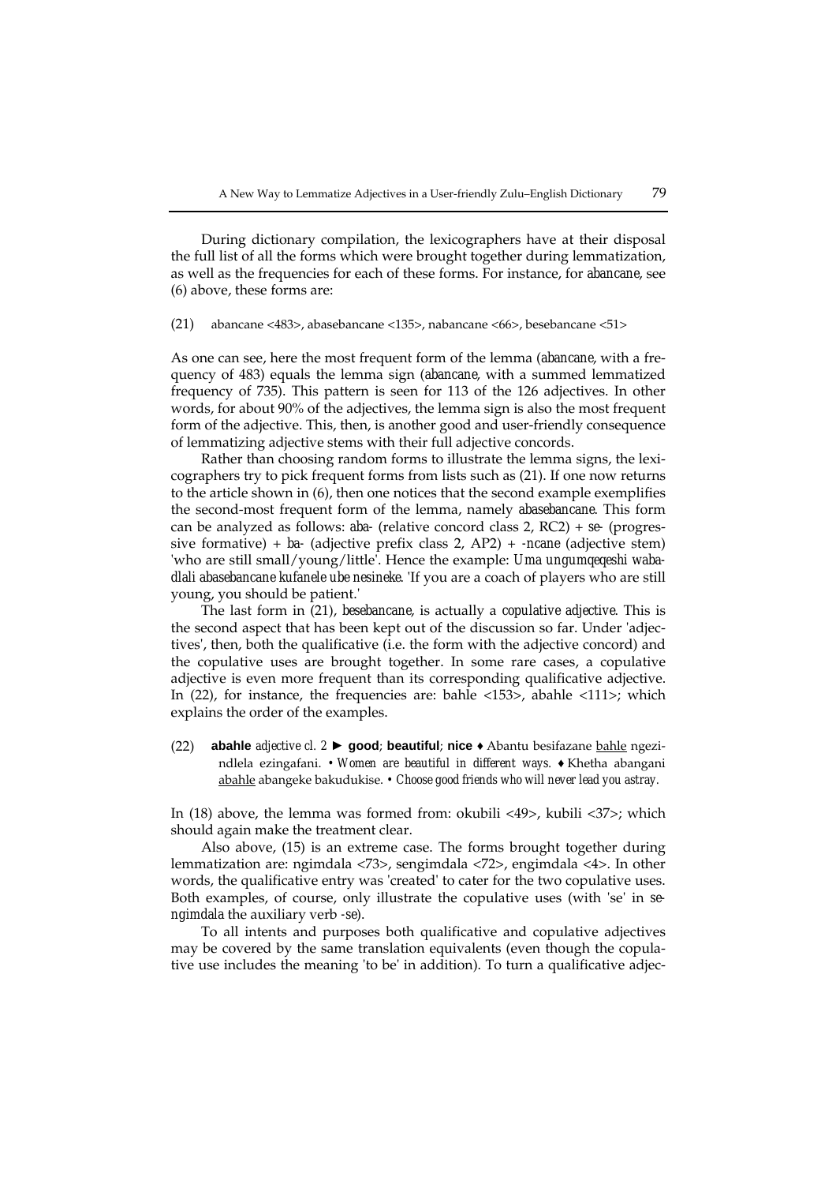During dictionary compilation, the lexicographers have at their disposal the full list of all the forms which were brought together during lemmatization, as well as the frequencies for each of these forms. For instance, for *abancane*, see (6) above, these forms are:

(21) abancane <483>, abasebancane <135>, nabancane <66>, besebancane <51>

As one can see, here the most frequent form of the lemma (*abancane*, with a frequency of 483) equals the lemma sign (*abancane*, with a summed lemmatized frequency of 735). This pattern is seen for 113 of the 126 adjectives. In other words, for about 90% of the adjectives, the lemma sign is also the most frequent form of the adjective. This, then, is another good and user-friendly consequence of lemmatizing adjective stems with their full adjective concords.

Rather than choosing random forms to illustrate the lemma signs, the lexicographers try to pick frequent forms from lists such as (21). If one now returns to the article shown in (6), then one notices that the second example exemplifies the second-most frequent form of the lemma, namely *abasebancane*. This form can be analyzed as follows: *aba-* (relative concord class 2, RC2) + *se-* (progressive formative) + *ba-* (adjective prefix class 2, AP2) + *-ncane* (adjective stem) 'who are still small/young/little'. Hence the example: *Uma ungumqeqeshi wabadlali abasebancane kufanele ube nesineke.* 'If you are a coach of players who are still young, you should be patient.'

The last form in (21), *besebancane*, is actually a *copulative adjective*. This is the second aspect that has been kept out of the discussion so far. Under 'adjectives', then, both the qualificative (i.e. the form with the adjective concord) and the copulative uses are brought together. In some rare cases, a copulative adjective is even more frequent than its corresponding qualificative adjective. In (22), for instance, the frequencies are: bahle <153>, abahle <111>; which explains the order of the examples.

(22) **abahle** *adjective cl. 2* ► **good**; **beautiful**; **nice** ♦ Abantu besifazane <u>bahle</u> ngezindlela ezingafani. • *Women are beautiful in different ways.* ♦ Khetha abangani <u>abahle</u> abangeke bakudukise. • *Choose good friends who will never lead you astray.*

In (18) above, the lemma was formed from: okubili <49>, kubili <37>; which should again make the treatment clear.

Also above, (15) is an extreme case. The forms brought together during lemmatization are: ngimdala <73>, sengimdala <72>, engimdala <4>. In other words, the qualificative entry was 'created' to cater for the two copulative uses. Both examples, of course, only illustrate the copulative uses (with 'se' in *sengimdala* the auxiliary verb *-se*).

To all intents and purposes both qualificative and copulative adjectives may be covered by the same translation equivalents (even though the copulative use includes the meaning 'to be' in addition). To turn a qualificative adjec-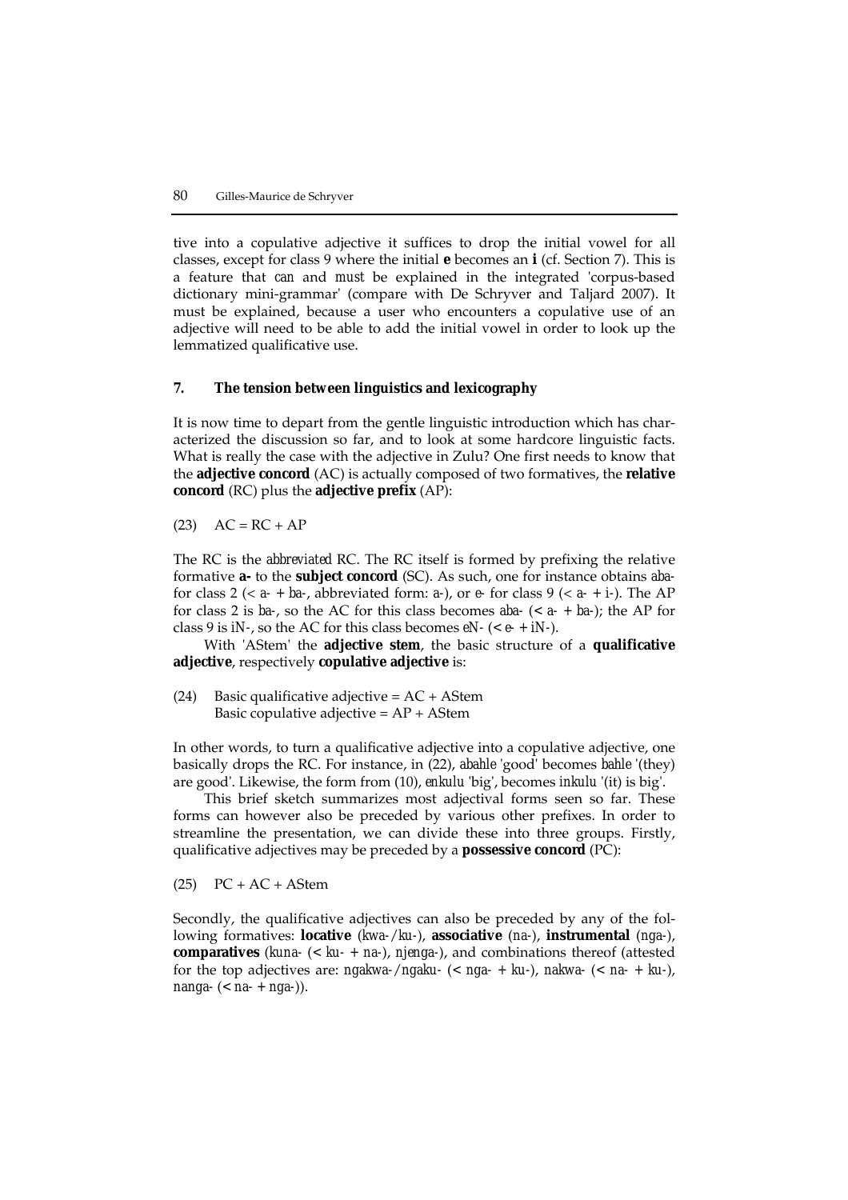tive into a copulative adjective it suffices to drop the initial vowel for all classes, except for class 9 where the initial **e** becomes an **i** (cf. Section 7). This is a feature that *can* and *must* be explained in the integrated 'corpus-based dictionary mini-grammar' (compare with De Schryver and Taljard 2007). It must be explained, because a user who encounters a copulative use of an adjective will need to be able to add the initial vowel in order to look up the lemmatized qualificative use.

## 7. The tension between linguistics and lexicography

It is now time to depart from the gentle linguistic introduction which has characterized the discussion so far, and to look at some hardcore linguistic facts. What is really the case with the adjective in Zulu? One first needs to know that the **adjective concord** (AC) is actually composed of two formatives, the **relative concord** (RC) plus the **adjective prefix** (AP):

(23) AC = RC + AP

The RC is the *abbreviated* RC. The RC itself is formed by prefixing the relative formative **a-** to the **subject concord** (SC). As such, one for instance obtains *aba-* for class 2 (< *a-* + *ba-*, abbreviated form: *a-*), or *e-* for class 9 (< *a-* + *i-*). The AP for class 2 is *ba-*, so the AC for this class becomes *aba-* (< *a-* + *ba-*); the AP for class 9 is *iN-*, so the AC for this class becomes *eN-* (< *e-* + *iN-*).

With 'AStem' the **adjective stem**, the basic structure of a **qualificative adjective**, respectively **copulative adjective** is:

(24) Basic qualificative adjective = AC + AStem
Basic copulative adjective = AP + AStem

In other words, to turn a qualificative adjective into a copulative adjective, one basically drops the RC. For instance, in (22), *abahle* 'good' becomes *bahle* '(they) are good'. Likewise, the form from (10), *enkulu* 'big', becomes *inkulu* '(it) is big'.

This brief sketch summarizes most adjectival forms seen so far. These forms can however also be preceded by various other prefixes. In order to streamline the presentation, we can divide these into three groups. Firstly, qualificative adjectives may be preceded by a **possessive concord** (PC):

(25) PC + AC + AStem

Secondly, the qualificative adjectives can also be preceded by any of the following formatives: **locative** (*kwa-*/*ku-*), **associative** (*na-*), **instrumental** (*nga-*), **comparatives** (*kuna-* (< *ku-* + *na-*), *njenga-*), and combinations thereof (attested for the top adjectives are: *ngakwa-*/*ngaku-* (< *nga-* + *ku-*), *nakwa-* (< *na-* + *ku-*), *nanga-* (< *na-* + *nga-*)).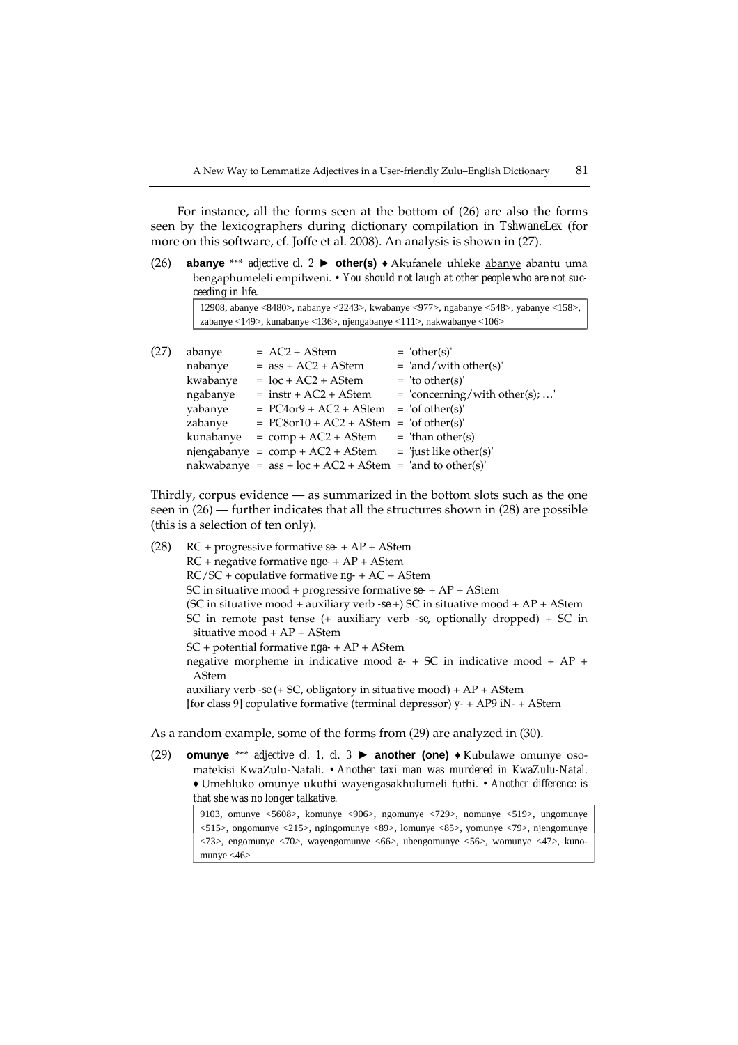For instance, all the forms seen at the bottom of (26) are also the forms seen by the lexicographers during dictionary compilation in *TshwaneLex* (for more on this software, cf. Joffe et al. 2008). An analysis is shown in (27).

(26) **abanye** *** *adjective cl. 2* ► **other(s)** ♦ Akufanele uhleke abanye abantu uma bengaphumeleli empilweni. • *You should not laugh at other people who are not succeeding in life.*

> 12908, abanye <8480>, nabanye <2243>, kwabanye <977>, ngabanye <548>, yabanye <158>, zabanye <149>, kunabanye <136>, njengabanye <111>, nakwabanye <106>

(27)

| | | |
|---|---|---|
| abanye | = AC2 + AStem | = 'other(s)' |
| nabanye | = ass + AC2 + AStem | = 'and/with other(s)' |
| kwabanye | = loc + AC2 + AStem | = 'to other(s)' |
| ngabanye | = instr + AC2 + AStem | = 'concerning/with other(s); …' |
| yabanye | = PC4or9 + AC2 + AStem | = 'of other(s)' |
| zabanye | = PC8or10 + AC2 + AStem | = 'of other(s)' |
| kunabanye | = comp + AC2 + AStem | = 'than other(s)' |
| njengabanye | = comp + AC2 + AStem | = 'just like other(s)' |
| nakwabanye | = ass + loc + AC2 + AStem | = 'and to other(s)' |

Thirdly, corpus evidence — as summarized in the bottom slots such as the one seen in (26) — further indicates that all the structures shown in (28) are possible (this is a selection of ten only).

(28) RC + progressive formative *se-* + AP + AStem
RC + negative formative *nge-* + AP + AStem
RC/SC + copulative formative *ng-* + AC + AStem
SC in situative mood + progressive formative *se-* + AP + AStem
(SC in situative mood + auxiliary verb *-se* +) SC in situative mood + AP + AStem
SC in remote past tense (+ auxiliary verb *-se*, optionally dropped) + SC in situative mood + AP + AStem
SC + potential formative *nga-* + AP + AStem
negative morpheme in indicative mood *a-* + SC in indicative mood + AP + AStem
auxiliary verb *-se* (+ SC, obligatory in situative mood) + AP + AStem
[for class 9] copulative formative (terminal depressor) *y-* + AP9 *iN-* + AStem

As a random example, some of the forms from (29) are analyzed in (30).

(29) **omunye** *** *adjective cl. 1, cl. 3* ► **another (one)** ♦ Kubulawe omunye osomatekisi KwaZulu-Natali. • *Another taxi man was murdered in KwaZulu-Natal.* ♦ Umehluko omunye ukuthi wayengasakhulumeli futhi. • *Another difference is that she was no longer talkative.*

> 9103, omunye <5608>, komunye <906>, ngomunye <729>, nomunye <519>, ungomunye <515>, ongomunye <215>, ngingomunye <89>, lomunye <85>, yomunye <79>, njengomunye <73>, engomunye <70>, wayengomunye <66>, ubengomunye <56>, womunye <47>, kunomunye <46>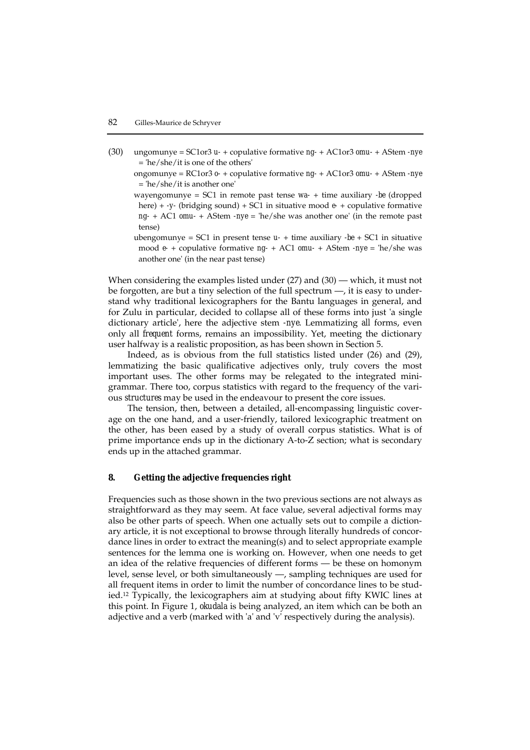(30) ungomunye = SC1or3 *u-* + copulative formative *ng-* + AC1or3 *omu-* + AStem *-nye* = 'he/she/it is one of the others'

ongomunye = RC1or3 *o-* + copulative formative *ng-* + AC1or3 *omu-* + AStem *-nye* = 'he/she/it is another one'

wayengomunye = SC1 in remote past tense *wa-* + time auxiliary *-be* (dropped here) + *-y-* (bridging sound) + SC1 in situative mood *e-* + copulative formative *ng-* + AC1 *omu-* + AStem *-nye* = 'he/she was another one' (in the remote past tense)

ubengomunye = SC1 in present tense *u-* + time auxiliary *-be* + SC1 in situative mood *e-* + copulative formative *ng-* + AC1 *omu-* + AStem *-nye* = 'he/she was another one' (in the near past tense)

When considering the examples listed under (27) and (30) — which, it must not be forgotten, are but a tiny selection of the full spectrum —, it is easy to understand why traditional lexicographers for the Bantu languages in general, and for Zulu in particular, decided to collapse all of these forms into just 'a single dictionary article', here the adjective stem *-nye*. Lemmatizing *all* forms, even only all *frequent* forms, remains an impossibility. Yet, meeting the dictionary user halfway is a realistic proposition, as has been shown in Section 5.

Indeed, as is obvious from the full statistics listed under (26) and (29), lemmatizing the basic qualificative adjectives only, truly covers the most important uses. The other forms may be relegated to the integrated mini-grammar. There too, corpus statistics with regard to the frequency of the various *structures* may be used in the endeavour to present the core issues.

The tension, then, between a detailed, all-encompassing linguistic coverage on the one hand, and a user-friendly, tailored lexicographic treatment on the other, has been eased by a study of overall corpus statistics. What is of prime importance ends up in the dictionary A-to-Z section; what is secondary ends up in the attached grammar.

## 8. Getting the adjective frequencies right

Frequencies such as those shown in the two previous sections are not always as straightforward as they may seem. At face value, several adjectival forms may also be other parts of speech. When one actually sets out to compile a dictionary article, it is not exceptional to browse through literally hundreds of concordance lines in order to extract the meaning(s) and to select appropriate example sentences for the lemma one is working on. However, when one needs to get an idea of the relative frequencies of different forms — be these on homonym level, sense level, or both simultaneously —, sampling techniques are used for all frequent items in order to limit the number of concordance lines to be studied.[12] Typically, the lexicographers aim at studying about fifty KWIC lines at this point. In Figure 1, *okudala* is being analyzed, an item which can be both an adjective and a verb (marked with 'a' and 'v' respectively during the analysis).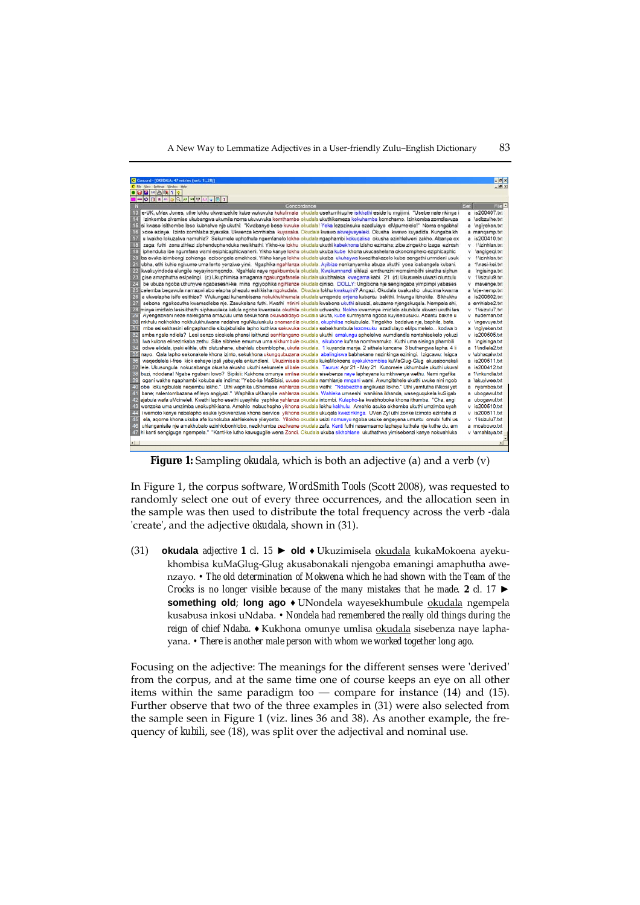**Figure 1:** Sampling *okudala*, which is both an adjective (a) and a verb (v)

In Figure 1, the corpus software, WordSmith Tools (Scott 2008), was requested to randomly select one out of every three occurrences, and the allocation seen in the sample was then used to distribute the total frequency across the verb *-dala* 'create', and the adjective *okudala*, shown in (31).

(31) **okudala** adjective **1** cl. 15 ► **old** ♦ Ukuzimisela <u>okudala</u> kukaMokoena ayekukhombisa kuMaGlug-Glug akusabonakali njengoba emaningi amaphutha awenzayo. • *The old determination of Mokwena which he had shown with the Team of the Crocks is no longer visible because of the many mistakes that he made.* **2** cl. 17 ► **something old**; **long ago** ♦ UNondela wayesekhumbule <u>okudala</u> ngempela kusabusa inkosi uNdaba. • *Nondela had remembered the really old things during the reign of chief Ndaba.* ♦ Kukhona omunye umlisa <u>okudala</u> sisebenza naye laphayana. • *There is another male person with whom we worked together long ago.*

Focusing on the adjective: The meanings for the different senses were 'derived' from the corpus, and at the same time one of course keeps an eye on all other items within the same paradigm too — compare for instance (14) and (15). Further observe that two of the three examples in (31) were also selected from the sample seen in Figure 1 (viz. lines 36 and 38). As another example, the frequency of *kubili*, see (18), was split over the adjectival and nominal use.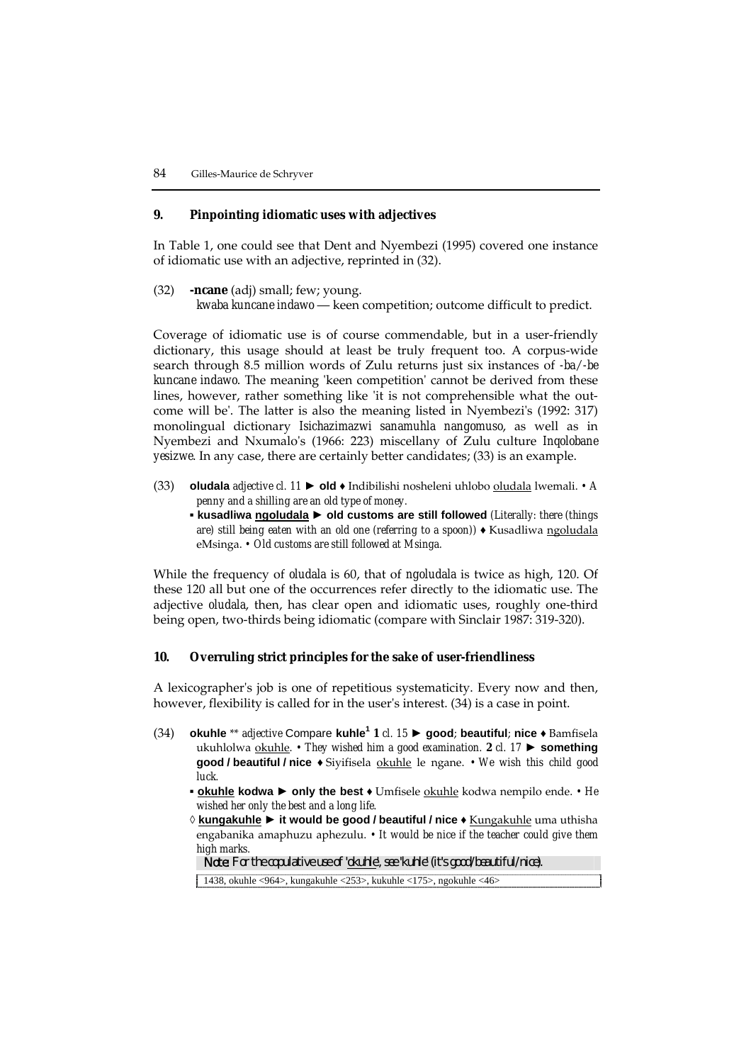## 9. Pinpointing idiomatic uses with adjectives

In Table 1, one could see that Dent and Nyembezi (1995) covered one instance of idiomatic use with an adjective, reprinted in (32).

(32) **-ncane** (adj) small; few; young.
*kwaba kuncane indawo* — keen competition; outcome difficult to predict.

Coverage of idiomatic use is of course commendable, but in a user-friendly dictionary, this usage should at least be truly frequent too. A corpus-wide search through 8.5 million words of Zulu returns just six instances of *-ba/-be kuncane indawo*. The meaning 'keen competition' cannot be derived from these lines, however, rather something like 'it is not comprehensible what the outcome will be'. The latter is also the meaning listed in Nyembezi's (1992: 317) monolingual dictionary *Isichazimazwi sanamuhla nangomuso*, as well as in Nyembezi and Nxumalo's (1966: 223) miscellany of Zulu culture *Inqolobane yesizwe*. In any case, there are certainly better candidates; (33) is an example.

(33) **oludala** *adjective cl. 11* ► **old** ♦ Indibilishi nosheleni uhlobo oludala lwemali. • *A penny and a shilling are an old type of money.*
▪ **kusadliwa ngoludala** ► **old customs are still followed** (*Literally: there (things are) still being eaten with an old one (referring to a spoon)*) ♦ Kusadliwa ngoludala eMsinga. • *Old customs are still followed at Msinga.*

While the frequency of *oludala* is 60, that of *ngoludala* is twice as high, 120. Of these 120 all but one of the occurrences refer directly to the idiomatic use. The adjective *oludala*, then, has clear open and idiomatic uses, roughly one-third being open, two-thirds being idiomatic (compare with Sinclair 1987: 319-320).

## 10. Overruling strict principles for the sake of user-friendliness

A lexicographer's job is one of repetitious systematicity. Every now and then, however, flexibility is called for in the user's interest. (34) is a case in point.

(34) **okuhle** ** *adjective* Compare **kuhle**[1] **1** *cl. 15* ► **good**; **beautiful**; **nice** ♦ Bamfisela ukuhlolwa okuhle. • *They wished him a good examination.* **2** *cl. 17* ► **something good / beautiful / nice** ♦ Siyifisela okuhle le ngane. • *We wish this child good luck.*
▪ **okuhle kodwa** ► **only the best** ♦ Umfisele okuhle kodwa nempilo ende. • *He wished her only the best and a long life.*
◊ **kungakuhle** ► **it would be good / beautiful / nice** ♦ Kungakuhle uma uthisha engabanika amaphuzu aphezulu. • *It would be nice if the teacher could give them high marks.*
*Note: For the copulative use of 'okuhle', see 'kuhle' (it's good/beautiful/nice).*
1438, okuhle <964>, kungakuhle <253>, kukuhle <175>, ngokuhle <46>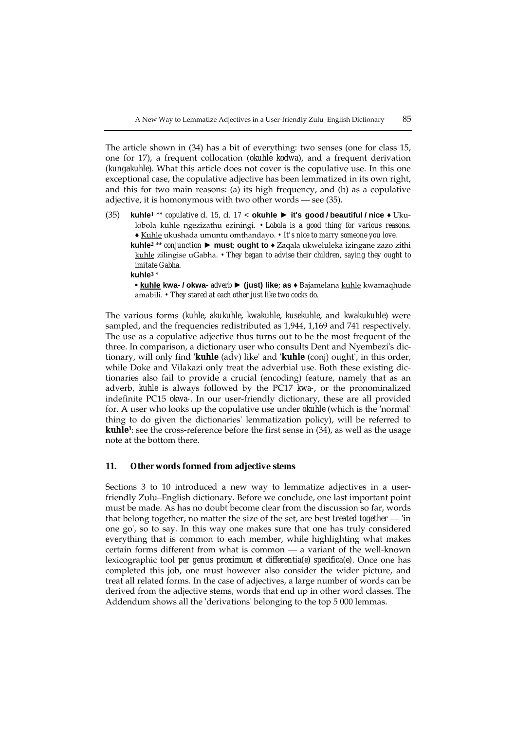The article shown in (34) has a bit of everything: two senses (one for class 15, one for 17), a frequent collocation (*okuhle kodwa*), and a frequent derivation (*kungakuhle*). What this article does not cover is the copulative use. In this one exceptional case, the copulative adjective has been lemmatized in its own right, and this for two main reasons: (a) its high frequency, and (b) as a copulative adjective, it is homonymous with two other words — see (35).

(35) **kuhle[1]** ** *copulative cl. 15, cl. 17* < **okuhle ► it's good / beautiful / nice ♦** Ukulobola <u>kuhle</u> ngezizathu eziningi. • *Lobola is a good thing for various reasons.* ♦ <u>Kuhle</u> ukushada umuntu omthandayo. • *It's nice to marry someone you love.*

**kuhle[2]** ** *conjunction* **► must**; **ought to ♦** Zaqala ukweluleka izingane zazo zithi <u>kuhle</u> zilingise uGabha. • *They began to advise their children, saying they ought to imitate Gabha.*

**kuhle[3]** *

▪ **<u>kuhle</u> kwa- / okwa-** *adverb* **► (just) like**; **as ♦** Bajamelana <u>kuhle</u> kwamaqhude amabili. • *They stared at each other just like two cocks do.*

The various forms (*kuhle*, *akukuhle*, *kwakuhle*, *kusekuhle*, and *kwakukuhle*) were sampled, and the frequencies redistributed as 1,944, 1,169 and 741 respectively. The use as a copulative adjective thus turns out to be the most frequent of the three. In comparison, a dictionary user who consults Dent and Nyembezi's dictionary, will only find '**kuhle** (adv) like' and '**kuhle** (conj) ought', in this order, while Doke and Vilakazi only treat the adverbial use. Both these existing dictionaries also fail to provide a crucial (encoding) feature, namely that as an adverb, *kuhle* is always followed by the PC17 *kwa-*, or the pronominalized indefinite PC15 *okwa-*. In our user-friendly dictionary, these are all provided for. A user who looks up the copulative use under *okuhle* (which is the 'normal' thing to do given the dictionaries' lemmatization policy), will be referred to **kuhle[1]**: see the cross-reference before the first sense in (34), as well as the usage note at the bottom there.

## 11. Other words formed from adjective stems

Sections 3 to 10 introduced a new way to lemmatize adjectives in a user-friendly Zulu–English dictionary. Before we conclude, one last important point must be made. As has no doubt become clear from the discussion so far, words that belong together, no matter the size of the set, are best *treated together* — 'in one go', so to say. In this way one makes sure that one has truly considered everything that is common to each member, while highlighting what makes certain forms different from what is common — a variant of the well-known lexicographic tool *per genus proximum et differentia(e) specifica(e)*. Once one has completed this job, one must however also consider the wider picture, and treat all related forms. In the case of adjectives, a large number of words can be derived from the adjective stems, words that end up in other word classes. The Addendum shows all the 'derivations' belonging to the top 5 000 lemmas.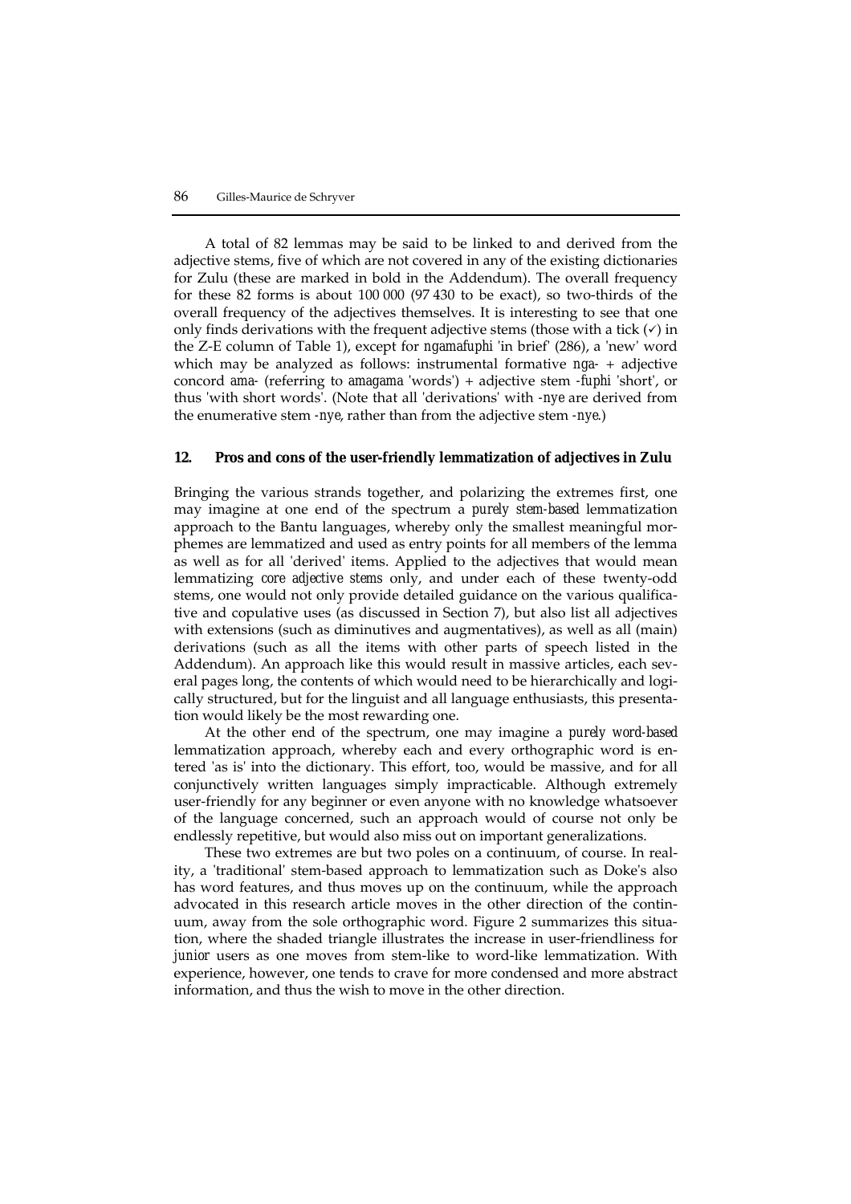A total of 82 lemmas may be said to be linked to and derived from the adjective stems, five of which are not covered in any of the existing dictionaries for Zulu (these are marked in bold in the Addendum). The overall frequency for these 82 forms is about 100 000 (97 430 to be exact), so two-thirds of the overall frequency of the adjectives themselves. It is interesting to see that one only finds derivations with the frequent adjective stems (those with a tick (✓) in the Z-E column of Table 1), except for *ngamafuphi* 'in brief' (286), a 'new' word which may be analyzed as follows: instrumental formative *nga-* + adjective concord *ama-* (referring to *amagama* 'words') + adjective stem *-fuphi* 'short', or thus 'with short words'. (Note that all 'derivations' with *-nye* are derived from the enumerative stem *-nye*, rather than from the adjective stem *-nye*.)

## 12. Pros and cons of the user-friendly lemmatization of adjectives in Zulu

Bringing the various strands together, and polarizing the extremes first, one may imagine at one end of the spectrum a *purely stem-based* lemmatization approach to the Bantu languages, whereby only the smallest meaningful morphemes are lemmatized and used as entry points for all members of the lemma as well as for all 'derived' items. Applied to the adjectives that would mean lemmatizing *core adjective stems* only, and under each of these twenty-odd stems, one would not only provide detailed guidance on the various qualificative and copulative uses (as discussed in Section 7), but also list all adjectives with extensions (such as diminutives and augmentatives), as well as all (main) derivations (such as all the items with other parts of speech listed in the Addendum). An approach like this would result in massive articles, each several pages long, the contents of which would need to be hierarchically and logically structured, but for the linguist and all language enthusiasts, this presentation would likely be the most rewarding one.

At the other end of the spectrum, one may imagine a *purely word-based* lemmatization approach, whereby each and every orthographic word is entered 'as is' into the dictionary. This effort, too, would be massive, and for all conjunctively written languages simply impracticable. Although extremely user-friendly for any beginner or even anyone with no knowledge whatsoever of the language concerned, such an approach would of course not only be endlessly repetitive, but would also miss out on important generalizations.

These two extremes are but two poles on a continuum, of course. In reality, a 'traditional' stem-based approach to lemmatization such as Doke's also has word features, and thus moves up on the continuum, while the approach advocated in this research article moves in the other direction of the continuum, away from the sole orthographic word. Figure 2 summarizes this situation, where the shaded triangle illustrates the increase in user-friendliness for *junior* users as one moves from stem-like to word-like lemmatization. With experience, however, one tends to crave for more condensed and more abstract information, and thus the wish to move in the other direction.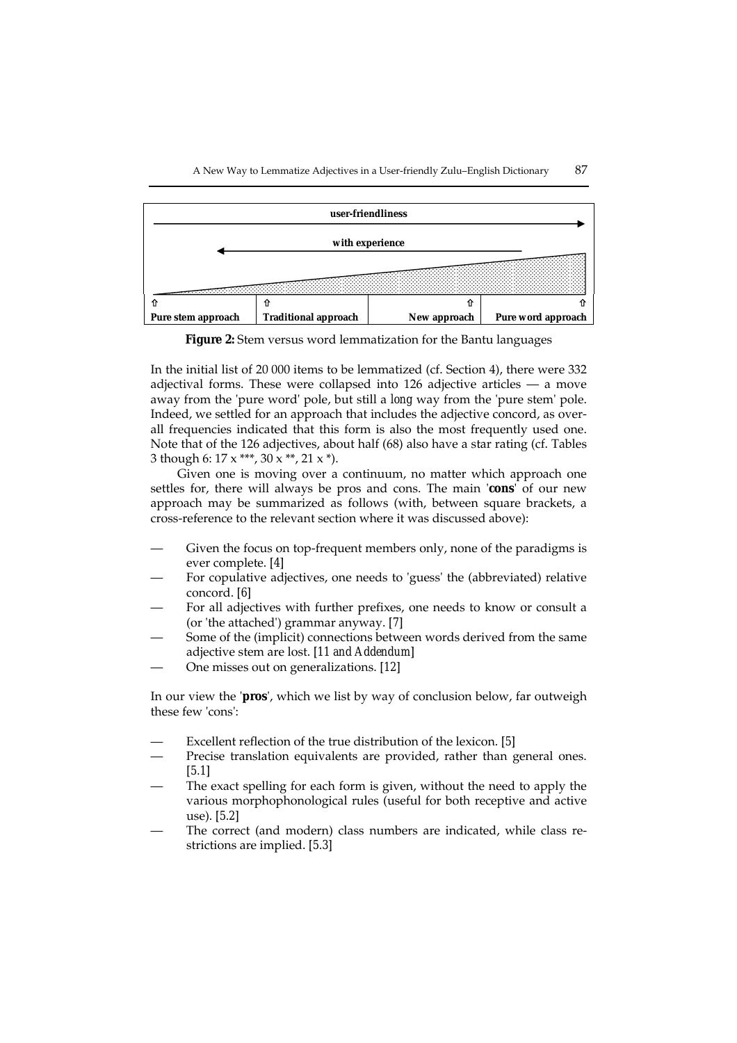| user-friendliness → | | | |
|---|---|---|---|
| ← with experience | | | |
| ⇧ | ⇧ | ⇧ | ⇧ |
| **Pure stem approach** | **Traditional approach** | **New approach** | **Pure word approach** |

**Figure 2:** Stem versus word lemmatization for the Bantu languages

In the initial list of 20 000 items to be lemmatized (cf. Section 4), there were 332 adjectival forms. These were collapsed into 126 adjective articles — a move away from the 'pure word' pole, but still a *long* way from the 'pure stem' pole. Indeed, we settled for an approach that includes the adjective concord, as overall frequencies indicated that this form is also the most frequently used one. Note that of the 126 adjectives, about half (68) also have a star rating (cf. Tables 3 though 6: 17 x ***, 30 x **, 21 x *).

Given one is moving over a continuum, no matter which approach one settles for, there will always be pros and cons. The main '**cons**' of our new approach may be summarized as follows (with, between square brackets, a cross-reference to the relevant section where it was discussed above):

- Given the focus on top-frequent members only, none of the paradigms is ever complete. [4]
- For copulative adjectives, one needs to 'guess' the (abbreviated) relative concord. [6]
- For all adjectives with further prefixes, one needs to know or consult a (or 'the attached') grammar anyway. [7]
- Some of the (implicit) connections between words derived from the same adjective stem are lost. [11 *and Addendum*]
- One misses out on generalizations. [12]

In our view the '**pros**', which we list by way of conclusion below, far outweigh these few 'cons':

- Excellent reflection of the true distribution of the lexicon. [5]
- Precise translation equivalents are provided, rather than general ones. [5.1]
- The exact spelling for each form is given, without the need to apply the various morphophonological rules (useful for both receptive and active use). [5.2]
- The correct (and modern) class numbers are indicated, while class restrictions are implied. [5.3]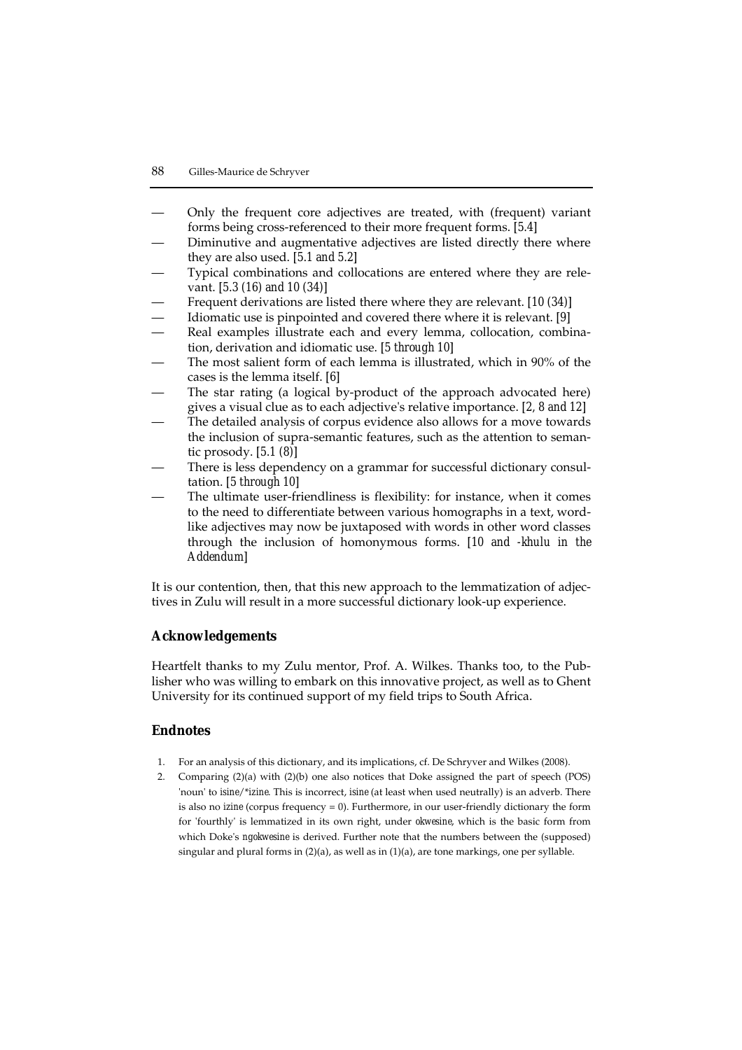— Only the frequent core adjectives are treated, with (frequent) variant forms being cross-referenced to their more frequent forms. [5.4]
— Diminutive and augmentative adjectives are listed directly there where they are also used. [*5.1 and 5.2*]
— Typical combinations and collocations are entered where they are relevant. [5.3 *(16) and 10 (34)*]
— Frequent derivations are listed there where they are relevant. [*10 (34)*]
— Idiomatic use is pinpointed and covered there where it is relevant. [9]
— Real examples illustrate each and every lemma, collocation, combination, derivation and idiomatic use. [*5 through 10*]
— The most salient form of each lemma is illustrated, which in 90% of the cases is the lemma itself. [6]
— The star rating (a logical by-product of the approach advocated here) gives a visual clue as to each adjective's relative importance. [2, *8 and 12*]
— The detailed analysis of corpus evidence also allows for a move towards the inclusion of supra-semantic features, such as the attention to semantic prosody. [5.1 *(8)*]
— There is less dependency on a grammar for successful dictionary consultation. [*5 through 10*]
— The ultimate user-friendliness is flexibility: for instance, when it comes to the need to differentiate between various homographs in a text, word-like adjectives may now be juxtaposed with words in other word classes through the inclusion of homonymous forms. [*10 and -khulu in the Addendum*]

It is our contention, then, that this new approach to the lemmatization of adjectives in Zulu will result in a more successful dictionary look-up experience.

## Acknowledgements

Heartfelt thanks to my Zulu mentor, Prof. A. Wilkes. Thanks too, to the Publisher who was willing to embark on this innovative project, as well as to Ghent University for its continued support of my field trips to South Africa.

## Endnotes

1. For an analysis of this dictionary, and its implications, cf. De Schryver and Wilkes (2008).
2. Comparing (2)(a) with (2)(b) one also notices that Doke assigned the part of speech (POS) 'noun' to *isine/\*izine*. This is incorrect, *isine* (at least when used neutrally) is an adverb. There is also no *izine* (corpus frequency = 0). Furthermore, in our user-friendly dictionary the form for 'fourthly' is lemmatized in its own right, under *okwesine*, which is the basic form from which Doke's *ngokwesine* is derived. Further note that the numbers between the (supposed) singular and plural forms in (2)(a), as well as in (1)(a), are tone markings, one per syllable.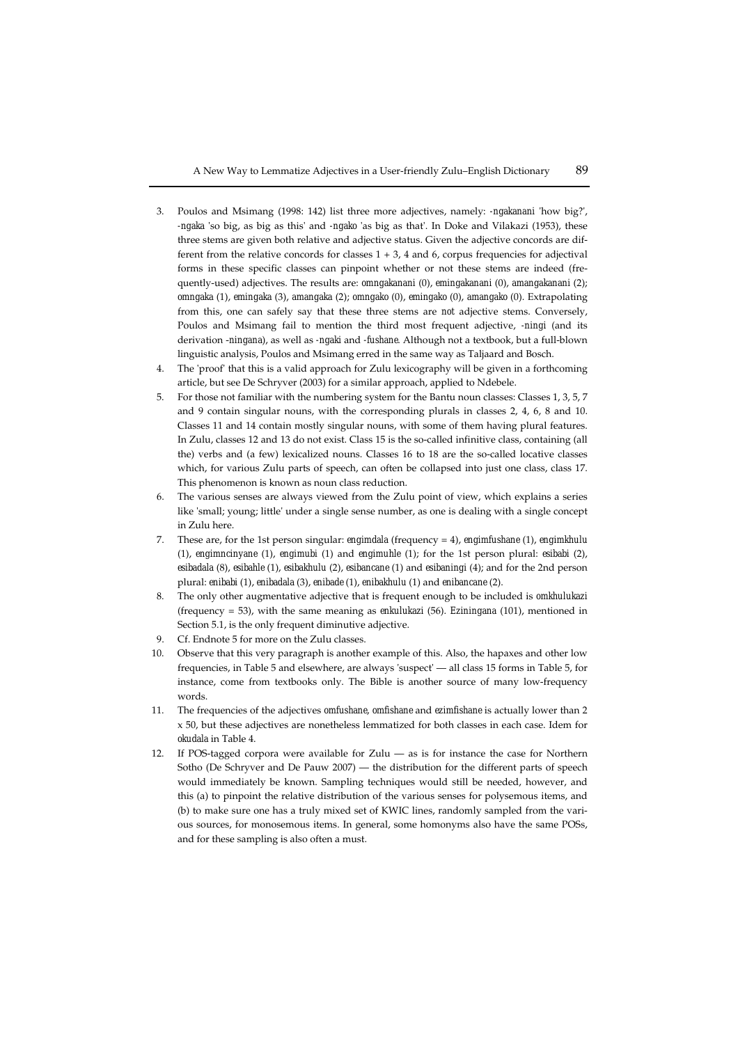3. Poulos and Msimang (1998: 142) list three more adjectives, namely: *-ngakanani* 'how big?', *-ngaka* 'so big, as big as this' and *-ngako* 'as big as that'. In Doke and Vilakazi (1953), these three stems are given both relative and adjective status. Given the adjective concords are different from the relative concords for classes 1 + 3, 4 and 6, corpus frequencies for adjectival forms in these specific classes can pinpoint whether or not these stems are indeed (frequently-used) adjectives. The results are: *omngakanani* (0), *emingakanani* (0), *amangakanani* (2); *omngaka* (1), *emingaka* (3), *amangaka* (2); *omngako* (0), *emingako* (0), *amangako* (0). Extrapolating from this, one can safely say that these three stems are *not* adjective stems. Conversely, Poulos and Msimang fail to mention the third most frequent adjective, *-ningi* (and its derivation *-ningana*), as well as *-ngaki* and *-fushane*. Although not a textbook, but a full-blown linguistic analysis, Poulos and Msimang erred in the same way as Taljaard and Bosch.
4. The 'proof' that this is a valid approach for Zulu lexicography will be given in a forthcoming article, but see De Schryver (2003) for a similar approach, applied to Ndebele.
5. For those not familiar with the numbering system for the Bantu noun classes: Classes 1, 3, 5, 7 and 9 contain singular nouns, with the corresponding plurals in classes 2, 4, 6, 8 and 10. Classes 11 and 14 contain mostly singular nouns, with some of them having plural features. In Zulu, classes 12 and 13 do not exist. Class 15 is the so-called infinitive class, containing (all the) verbs and (a few) lexicalized nouns. Classes 16 to 18 are the so-called locative classes which, for various Zulu parts of speech, can often be collapsed into just one class, class 17. This phenomenon is known as noun class reduction.
6. The various senses are always viewed from the Zulu point of view, which explains a series like 'small; young; little' under a single sense number, as one is dealing with a single concept in Zulu here.
7. These are, for the 1st person singular: *engimdala* (frequency = 4), *engimfushane* (1), *engimkhulu* (1), *engimncinyane* (1), *engimubi* (1) and *engimuhle* (1); for the 1st person plural: *esibabi* (2), *esibadala* (8), *esibahle* (1), *esibakhulu* (2), *esibancane* (1) and *esibaningi* (4); and for the 2nd person plural: *enibabi* (1), *enibadala* (3), *enibade* (1), *enibakhulu* (1) and *enibancane* (2).
8. The only other augmentative adjective that is frequent enough to be included is *omkhulukazi* (frequency = 53), with the same meaning as *enkulukazi* (56). *Eziningana* (101), mentioned in Section 5.1, is the only frequent diminutive adjective.
9. Cf. Endnote 5 for more on the Zulu classes.
10. Observe that this very paragraph is another example of this. Also, the hapaxes and other low frequencies, in Table 5 and elsewhere, are always 'suspect' — all class 15 forms in Table 5, for instance, come from textbooks only. The Bible is another source of many low-frequency words.
11. The frequencies of the adjectives *omfushane*, *omfishane* and *ezimfishane* is actually lower than 2 x 50, but these adjectives are nonetheless lemmatized for both classes in each case. Idem for *okudala* in Table 4.
12. If POS-tagged corpora were available for Zulu — as is for instance the case for Northern Sotho (De Schryver and De Pauw 2007) — the distribution for the different parts of speech would immediately be known. Sampling techniques would still be needed, however, and this (a) to pinpoint the relative distribution of the various senses for polysemous items, and (b) to make sure one has a truly mixed set of KWIC lines, randomly sampled from the various sources, for monosemous items. In general, some homonyms also have the same POSs, and for these sampling is also often a must.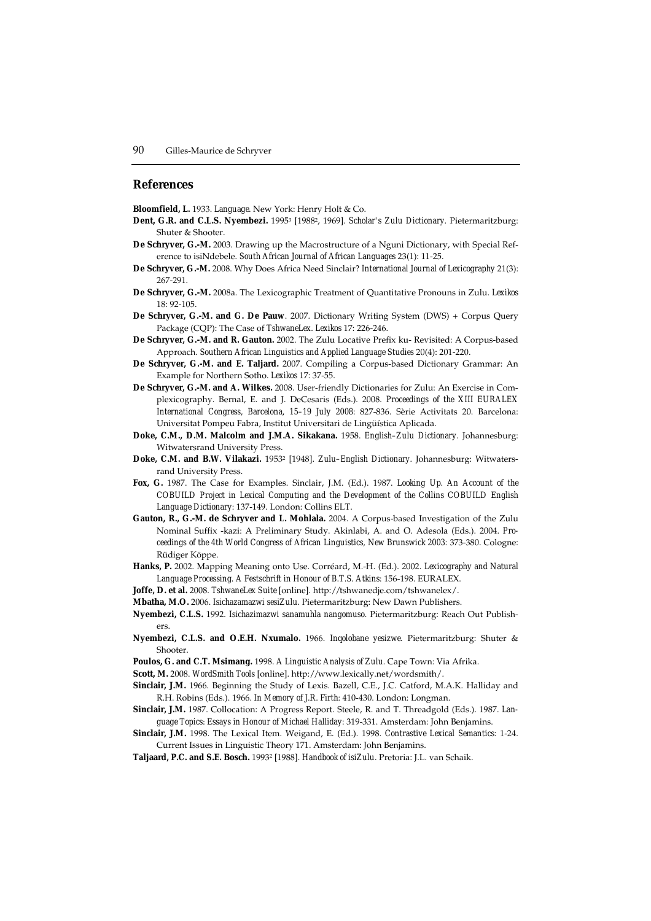## References

**Bloomfield, L.** 1933. *Language.* New York: Henry Holt & Co.

**Dent, G.R. and C.L.S. Nyembezi.** 1995[3] [1988[2], 1969]. *Scholar's Zulu Dictionary.* Pietermaritzburg: Shuter & Shooter.

**De Schryver, G.-M.** 2003. Drawing up the Macrostructure of a Nguni Dictionary, with Special Reference to isiNdebele. *South African Journal of African Languages* 23(1): 11-25.

**De Schryver, G.-M.** 2008. Why Does Africa Need Sinclair? *International Journal of Lexicography* 21(3): 267-291.

**De Schryver, G.-M.** 2008a. The Lexicographic Treatment of Quantitative Pronouns in Zulu. *Lexikos* 18: 92-105.

**De Schryver, G.-M. and G. De Pauw**. 2007. Dictionary Writing System (DWS) + Corpus Query Package (CQP): The Case of *TshwaneLex*. *Lexikos* 17: 226-246.

**De Schryver, G.-M. and R. Gauton.** 2002. The Zulu Locative Prefix ku- Revisited: A Corpus-based Approach. *Southern African Linguistics and Applied Language Studies* 20(4): 201-220.

**De Schryver, G.-M. and E. Taljard.** 2007. Compiling a Corpus-based Dictionary Grammar: An Example for Northern Sotho. *Lexikos* 17: 37-55.

**De Schryver, G.-M. and A. Wilkes.** 2008. User-friendly Dictionaries for Zulu: An Exercise in Complexicography. Bernal, E. and J. DeCesaris (Eds.). 2008. *Proceedings of the XIII EURALEX International Congress, Barcelona, 15–19 July 2008*: 827-836. Sèrie Activitats 20. Barcelona: Universitat Pompeu Fabra, Institut Universitari de Lingüística Aplicada.

**Doke, C.M., D.M. Malcolm and J.M.A. Sikakana.** 1958. *English–Zulu Dictionary.* Johannesburg: Witwatersrand University Press.

**Doke, C.M. and B.W. Vilakazi.** 1953[2] [1948]. *Zulu–English Dictionary.* Johannesburg: Witwatersrand University Press.

**Fox, G.** 1987. The Case for Examples. Sinclair, J.M. (Ed.). 1987. *Looking Up. An Account of the COBUILD Project in Lexical Computing and the Development of the Collins COBUILD English Language Dictionary*: 137-149. London: Collins ELT.

**Gauton, R., G.-M. de Schryver and L. Mohlala.** 2004. A Corpus-based Investigation of the Zulu Nominal Suffix -kazi: A Preliminary Study. Akinlabi, A. and O. Adesola (Eds.). 2004. *Proceedings of the 4th World Congress of African Linguistics, New Brunswick 2003*: 373-380. Cologne: Rüdiger Köppe.

**Hanks, P.** 2002. Mapping Meaning onto Use. Corréard, M.-H. (Ed.). 2002. *Lexicography and Natural Language Processing. A Festschrift in Honour of B.T.S. Atkins*: 156-198. EURALEX.

**Joffe, D. et al.** 2008. *TshwaneLex Suite* [online]. http://tshwanedje.com/tshwanelex/.

**Mbatha, M.O.** 2006. *Isichazamazwi sesiZulu.* Pietermaritzburg: New Dawn Publishers.

**Nyembezi, C.L.S.** 1992. *Isichazimazwi sanamuhla nangomuso.* Pietermaritzburg: Reach Out Publishers.

**Nyembezi, C.L.S. and O.E.H. Nxumalo.** 1966. *Inqolobane yesizwe.* Pietermaritzburg: Shuter & Shooter.

**Poulos, G. and C.T. Msimang.** 1998. *A Linguistic Analysis of Zulu.* Cape Town: Via Afrika.

**Scott, M.** 2008. *WordSmith Tools* [online]. http://www.lexically.net/wordsmith/.

**Sinclair, J.M.** 1966. Beginning the Study of Lexis. Bazell, C.E., J.C. Catford, M.A.K. Halliday and R.H. Robins (Eds.). 1966. *In Memory of J.R. Firth*: 410-430. London: Longman.

**Sinclair, J.M.** 1987. Collocation: A Progress Report. Steele, R. and T. Threadgold (Eds.). 1987. *Language Topics: Essays in Honour of Michael Halliday*: 319-331. Amsterdam: John Benjamins.

**Sinclair, J.M.** 1998. The Lexical Item. Weigand, E. (Ed.). 1998. *Contrastive Lexical Semantics*: 1-24. Current Issues in Linguistic Theory 171. Amsterdam: John Benjamins.

**Taljaard, P.C. and S.E. Bosch.** 1993[2] [1988]. *Handbook of isiZulu.* Pretoria: J.L. van Schaik.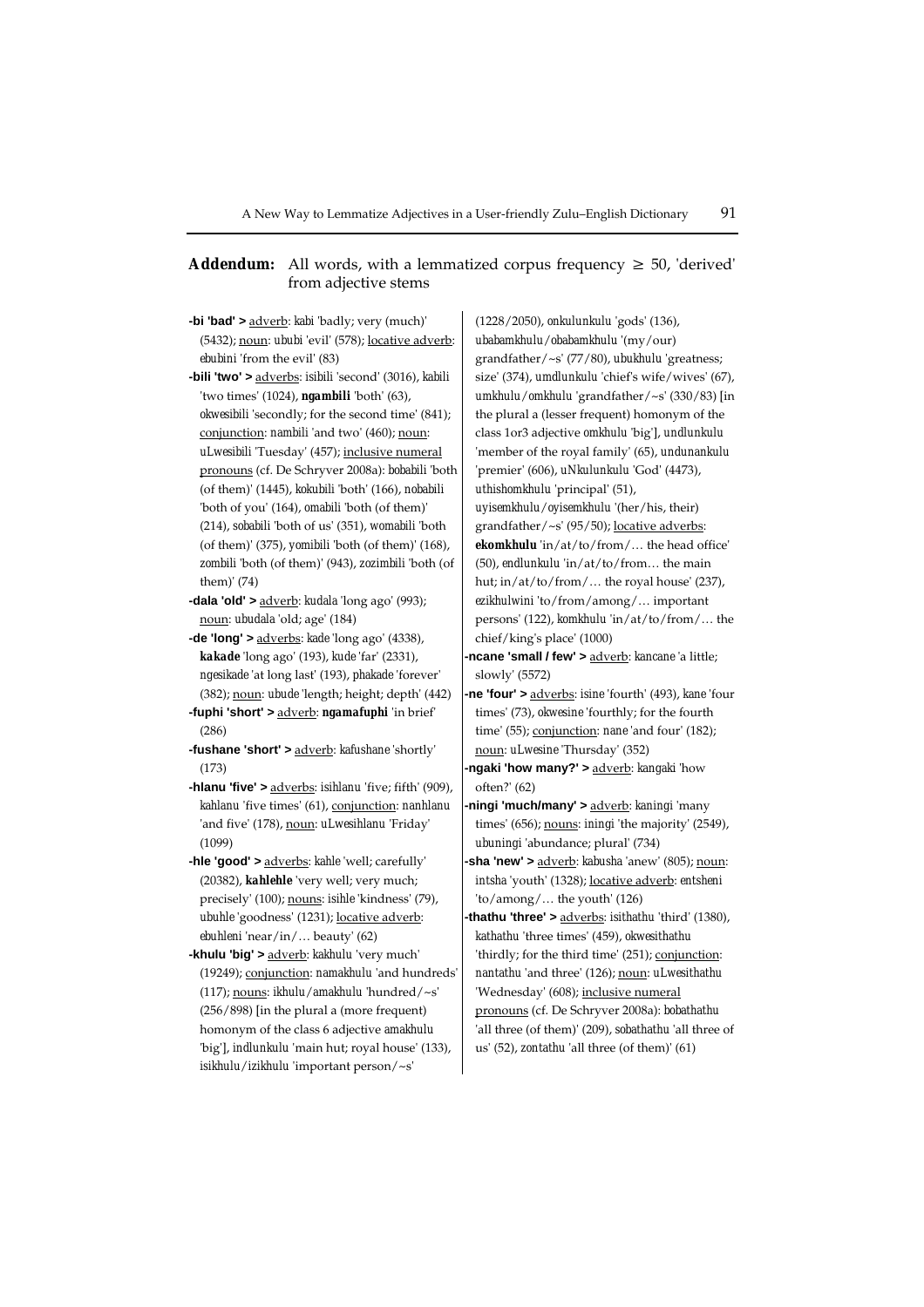**Addendum:** All words, with a lemmatized corpus frequency ≥ 50, 'derived' from adjective stems

**-bi 'bad' >** adverb: *kabi* 'badly; very (much)' (5432); noun: *ububi* 'evil' (578); locative adverb: *ebubini* 'from the evil' (83)

**-bili 'two' >** adverbs: *isibili* 'second' (3016), *kabili* 'two times' (1024), ***ngambili*** 'both' (63), *okwesibili* 'secondly; for the second time' (841); conjunction: *nambili* 'and two' (460); noun: *uLwesibili* 'Tuesday' (457); inclusive numeral pronouns (cf. De Schryver 2008a): *bobabili* 'both (of them)' (1445), *kokubili* 'both' (166), *nobabili* 'both of you' (164), *omabili* 'both (of them)' (214), *sobabili* 'both of us' (351), *womabili* 'both (of them)' (375), *yomibili* 'both (of them)' (168), *zombili* 'both (of them)' (943), *zozimbili* 'both (of them)' (74)

**-dala 'old' >** adverb: *kudala* 'long ago' (993); noun: *ubudala* 'old; age' (184)

**-de 'long' >** adverbs: *kade* 'long ago' (4338), ***kakade*** 'long ago' (193), *kude* 'far' (2331), *ngesikade* 'at long last' (193), *phakade* 'forever' (382); noun: *ubude* 'length; height; depth' (442)

**-fuphi 'short' >** adverb: ***ngamafuphi*** 'in brief' (286)

**-fushane 'short' >** adverb: *kafushane* 'shortly' (173)

**-hlanu 'five' >** adverbs: *isihlanu* 'five; fifth' (909), *kahlanu* 'five times' (61), conjunction: *nanhlanu* 'and five' (178), noun: *uLwesihlanu* 'Friday' (1099)

**-hle 'good' >** adverbs: *kahle* 'well; carefully' (20382), ***kahlehle*** 'very well; very much; precisely' (100); nouns: *isihle* 'kindness' (79), *ubuhle* 'goodness' (1231); locative adverb: *ebuhleni* 'near/in/… beauty' (62)

**-khulu 'big' >** adverb: *kakhulu* 'very much' (19249); conjunction: *namakhulu* 'and hundreds' (117); nouns: *ikhulu/amakhulu* 'hundred/~s' (256/898) [in the plural a (more frequent) homonym of the class 6 adjective *amakhulu* 'big'], *indlunkulu* 'main hut; royal house' (133), *isikhulu/izikhulu* 'important person/~s' (1228/2050), *onkulunkulu* 'gods' (136), *ubabamkhulu/obabamkhulu* '(my/our) grandfather/~s' (77/80), *ubukhulu* 'greatness; size' (374), *umdlunkulu* 'chief's wife/wives' (67), *umkhulu/omkhulu* 'grandfather/~s' (330/83) [in the plural a (lesser frequent) homonym of the class 1or3 adjective *omkhulu* 'big'], *undlunkulu* 'member of the royal family' (65), *undunankulu* 'premier' (606), *uNkulunkulu* 'God' (4473), *uthishomkhulu* 'principal' (51), *uyisemkhulu/oyisemkhulu* '(her/his, their) grandfather/~s' (95/50); locative adverbs: ***ekomkhulu*** 'in/at/to/from/… the head office' (50), *endlunkulu* 'in/at/to/from… the main hut; in/at/to/from/… the royal house' (237), *ezikhulwini* 'to/from/among/… important persons' (122), *komkhulu* 'in/at/to/from/… the chief/king's place' (1000)

**-ncane 'small / few' >** adverb: *kancane* 'a little; slowly' (5572)

**-ne 'four' >** adverbs: *isine* 'fourth' (493), *kane* 'four times' (73), *okwesine* 'fourthly; for the fourth time' (55); conjunction: *nane* 'and four' (182); noun: *uLwesine* 'Thursday' (352)

**-ngaki 'how many?' >** adverb: *kangaki* 'how often?' (62)

**-ningi 'much/many' >** adverb: *kaningi* 'many times' (656); nouns: *iningi* 'the majority' (2549), *ubuningi* 'abundance; plural' (734)

**-sha 'new' >** adverb: *kabusha* 'anew' (805); noun: *intsha* 'youth' (1328); locative adverb: *entsheni* 'to/among/… the youth' (126)

**-thathu 'three' >** adverbs: *isithathu* 'third' (1380), *kathathu* 'three times' (459), *okwesithathu* 'thirdly; for the third time' (251); conjunction: *nantathu* 'and three' (126); noun: *uLwesithathu* 'Wednesday' (608); inclusive numeral pronouns (cf. De Schryver 2008a): *bobathathu* 'all three (of them)' (209), *sobathathu* 'all three of us' (52), *zontathu* 'all three (of them)' (61)